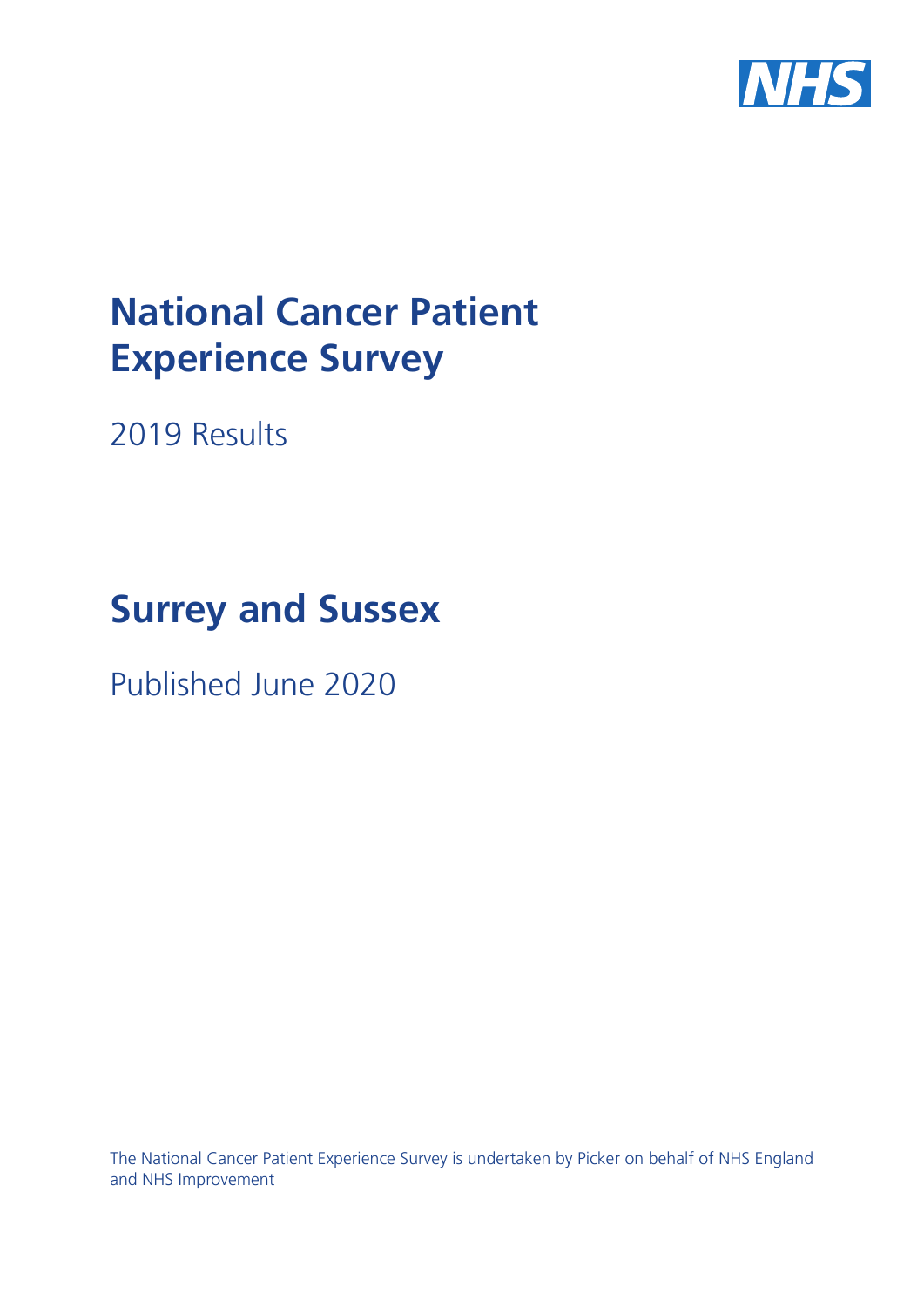# National Cancer Patient Experience Survey

2019 Results

# Surrey and Sussex

Published June 2020

The National Cancer Patient Experience Survey is undertaken by Picker on behalf of NHS England and NHS Improvement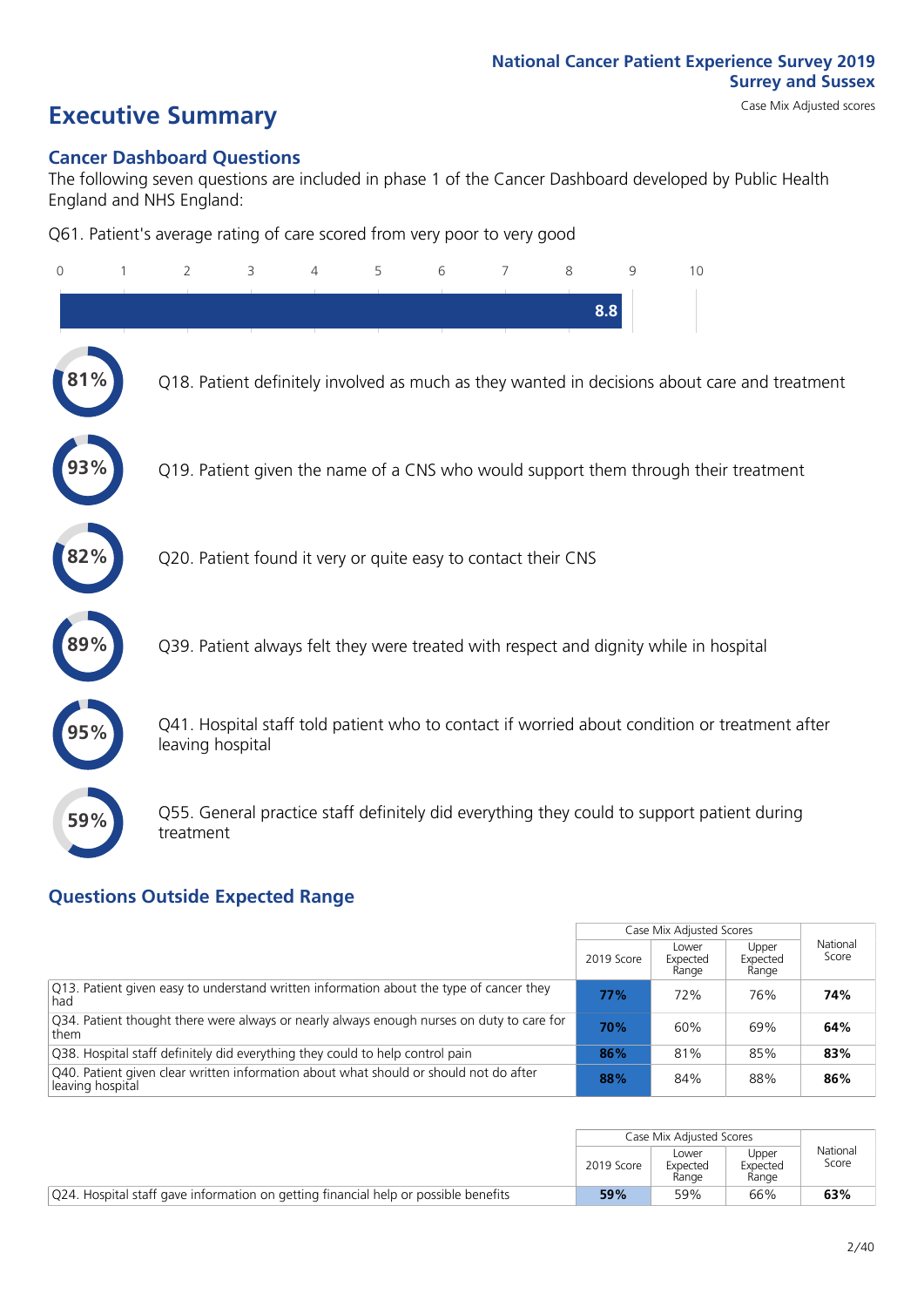# Executive Summary

National Cancer Patient Experience Survey 2019
Surrey and Sussex
Case Mix Adjusted scores

## Cancer Dashboard Questions

The following seven questions are included in phase 1 of the Cancer Dashboard developed by Public Health England and NHS England:

Q61. Patient's average rating of care scored from very poor to very good

8.8

81% Q18. Patient definitely involved as much as they wanted in decisions about care and treatment

93% Q19. Patient given the name of a CNS who would support them through their treatment

82% Q20. Patient found it very or quite easy to contact their CNS

89% Q39. Patient always felt they were treated with respect and dignity while in hospital

95% Q41. Hospital staff told patient who to contact if worried about condition or treatment after leaving hospital

59% Q55. General practice staff definitely did everything they could to support patient during treatment

## Questions Outside Expected Range

| | Case Mix Adjusted Scores | | | National Score |
|---|---|---|---|---|
| | 2019 Score | Lower Expected Range | Upper Expected Range | |
| Q13. Patient given easy to understand written information about the type of cancer they had | **77%** | 72% | 76% | **74%** |
| Q34. Patient thought there were always or nearly always enough nurses on duty to care for them | **70%** | 60% | 69% | **64%** |
| Q38. Hospital staff definitely did everything they could to help control pain | **86%** | 81% | 85% | **83%** |
| Q40. Patient given clear written information about what should or should not do after leaving hospital | **88%** | 84% | 88% | **86%** |

| | Case Mix Adjusted Scores | | | National Score |
|---|---|---|---|---|
| | 2019 Score | Lower Expected Range | Upper Expected Range | |
| Q24. Hospital staff gave information on getting financial help or possible benefits | **59%** | 59% | 66% | **63%** |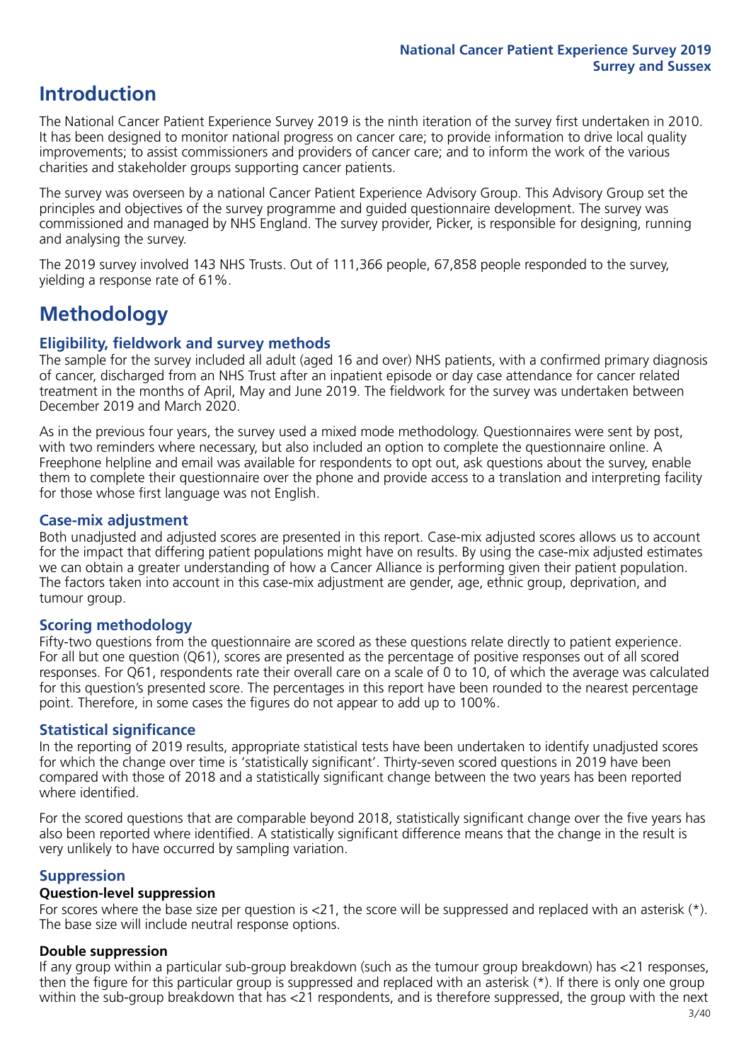## Introduction

The National Cancer Patient Experience Survey 2019 is the ninth iteration of the survey first undertaken in 2010. It has been designed to monitor national progress on cancer care; to provide information to drive local quality improvements; to assist commissioners and providers of cancer care; and to inform the work of the various charities and stakeholder groups supporting cancer patients.

The survey was overseen by a national Cancer Patient Experience Advisory Group. This Advisory Group set the principles and objectives of the survey programme and guided questionnaire development. The survey was commissioned and managed by NHS England. The survey provider, Picker, is responsible for designing, running and analysing the survey.

The 2019 survey involved 143 NHS Trusts. Out of 111,366 people, 67,858 people responded to the survey, yielding a response rate of 61%.

## Methodology

### Eligibility, fieldwork and survey methods

The sample for the survey included all adult (aged 16 and over) NHS patients, with a confirmed primary diagnosis of cancer, discharged from an NHS Trust after an inpatient episode or day case attendance for cancer related treatment in the months of April, May and June 2019. The fieldwork for the survey was undertaken between December 2019 and March 2020.

As in the previous four years, the survey used a mixed mode methodology. Questionnaires were sent by post, with two reminders where necessary, but also included an option to complete the questionnaire online. A Freephone helpline and email was available for respondents to opt out, ask questions about the survey, enable them to complete their questionnaire over the phone and provide access to a translation and interpreting facility for those whose first language was not English.

### Case-mix adjustment

Both unadjusted and adjusted scores are presented in this report. Case-mix adjusted scores allows us to account for the impact that differing patient populations might have on results. By using the case-mix adjusted estimates we can obtain a greater understanding of how a Cancer Alliance is performing given their patient population. The factors taken into account in this case-mix adjustment are gender, age, ethnic group, deprivation, and tumour group.

### Scoring methodology

Fifty-two questions from the questionnaire are scored as these questions relate directly to patient experience. For all but one question (Q61), scores are presented as the percentage of positive responses out of all scored responses. For Q61, respondents rate their overall care on a scale of 0 to 10, of which the average was calculated for this question's presented score. The percentages in this report have been rounded to the nearest percentage point. Therefore, in some cases the figures do not appear to add up to 100%.

### Statistical significance

In the reporting of 2019 results, appropriate statistical tests have been undertaken to identify unadjusted scores for which the change over time is 'statistically significant'. Thirty-seven scored questions in 2019 have been compared with those of 2018 and a statistically significant change between the two years has been reported where identified.

For the scored questions that are comparable beyond 2018, statistically significant change over the five years has also been reported where identified. A statistically significant difference means that the change in the result is very unlikely to have occurred by sampling variation.

### Suppression

#### Question-level suppression

For scores where the base size per question is <21, the score will be suppressed and replaced with an asterisk (*). The base size will include neutral response options.

#### Double suppression

If any group within a particular sub-group breakdown (such as the tumour group breakdown) has <21 responses, then the figure for this particular group is suppressed and replaced with an asterisk (*). If there is only one group within the sub-group breakdown that has <21 respondents, and is therefore suppressed, the group with the next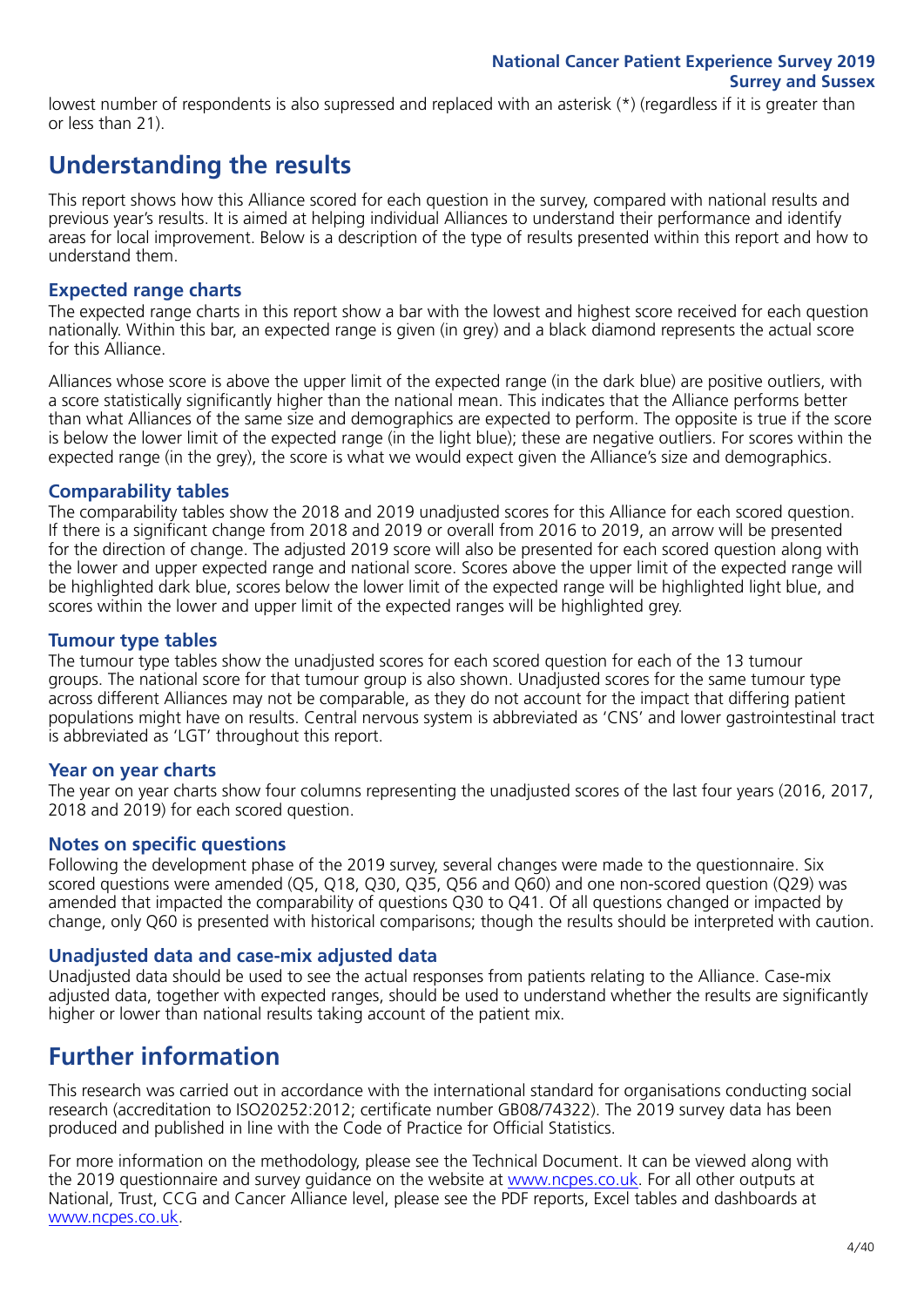lowest number of respondents is also supressed and replaced with an asterisk (*) (regardless if it is greater than or less than 21).

## Understanding the results

This report shows how this Alliance scored for each question in the survey, compared with national results and previous year's results. It is aimed at helping individual Alliances to understand their performance and identify areas for local improvement. Below is a description of the type of results presented within this report and how to understand them.

### Expected range charts

The expected range charts in this report show a bar with the lowest and highest score received for each question nationally. Within this bar, an expected range is given (in grey) and a black diamond represents the actual score for this Alliance.

Alliances whose score is above the upper limit of the expected range (in the dark blue) are positive outliers, with a score statistically significantly higher than the national mean. This indicates that the Alliance performs better than what Alliances of the same size and demographics are expected to perform. The opposite is true if the score is below the lower limit of the expected range (in the light blue); these are negative outliers. For scores within the expected range (in the grey), the score is what we would expect given the Alliance's size and demographics.

### Comparability tables

The comparability tables show the 2018 and 2019 unadjusted scores for this Alliance for each scored question. If there is a significant change from 2018 and 2019 or overall from 2016 to 2019, an arrow will be presented for the direction of change. The adjusted 2019 score will also be presented for each scored question along with the lower and upper expected range and national score. Scores above the upper limit of the expected range will be highlighted dark blue, scores below the lower limit of the expected range will be highlighted light blue, and scores within the lower and upper limit of the expected ranges will be highlighted grey.

### Tumour type tables

The tumour type tables show the unadjusted scores for each scored question for each of the 13 tumour groups. The national score for that tumour group is also shown. Unadjusted scores for the same tumour type across different Alliances may not be comparable, as they do not account for the impact that differing patient populations might have on results. Central nervous system is abbreviated as 'CNS' and lower gastrointestinal tract is abbreviated as 'LGT' throughout this report.

### Year on year charts

The year on year charts show four columns representing the unadjusted scores of the last four years (2016, 2017, 2018 and 2019) for each scored question.

### Notes on specific questions

Following the development phase of the 2019 survey, several changes were made to the questionnaire. Six scored questions were amended (Q5, Q18, Q30, Q35, Q56 and Q60) and one non-scored question (Q29) was amended that impacted the comparability of questions Q30 to Q41. Of all questions changed or impacted by change, only Q60 is presented with historical comparisons; though the results should be interpreted with caution.

### Unadjusted data and case-mix adjusted data

Unadjusted data should be used to see the actual responses from patients relating to the Alliance. Case-mix adjusted data, together with expected ranges, should be used to understand whether the results are significantly higher or lower than national results taking account of the patient mix.

## Further information

This research was carried out in accordance with the international standard for organisations conducting social research (accreditation to ISO20252:2012; certificate number GB08/74322). The 2019 survey data has been produced and published in line with the Code of Practice for Official Statistics.

For more information on the methodology, please see the Technical Document. It can be viewed along with the 2019 questionnaire and survey guidance on the website at www.ncpes.co.uk. For all other outputs at National, Trust, CCG and Cancer Alliance level, please see the PDF reports, Excel tables and dashboards at www.ncpes.co.uk.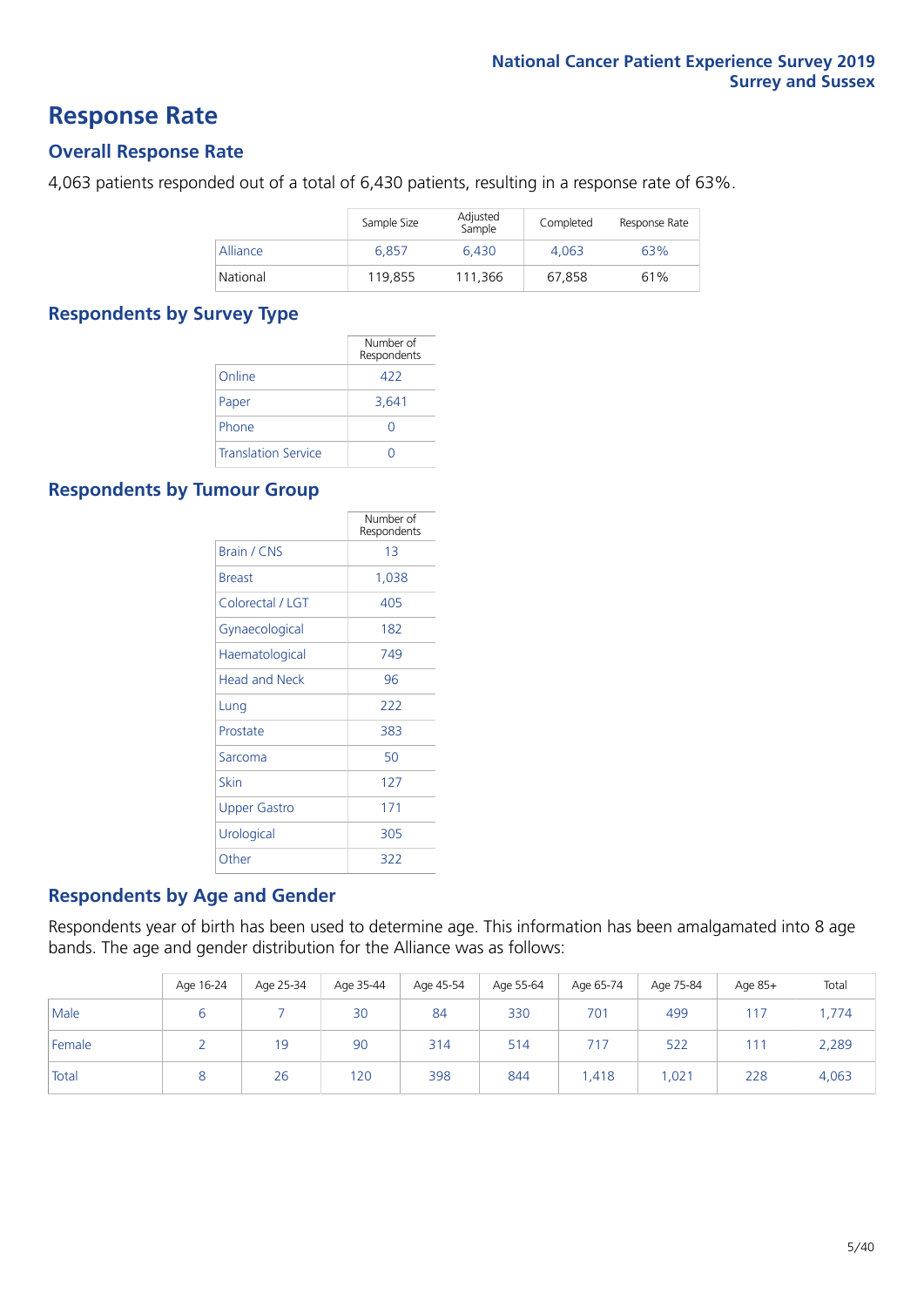# Response Rate

## Overall Response Rate

4,063 patients responded out of a total of 6,430 patients, resulting in a response rate of 63%.

| | Sample Size | Adjusted Sample | Completed | Response Rate |
|---|---|---|---|---|
| Alliance | 6,857 | 6,430 | 4,063 | 63% |
| National | 119,855 | 111,366 | 67,858 | 61% |

## Respondents by Survey Type

| | Number of Respondents |
|---|---|
| Online | 422 |
| Paper | 3,641 |
| Phone | 0 |
| Translation Service | 0 |

## Respondents by Tumour Group

| | Number of Respondents |
|---|---|
| Brain / CNS | 13 |
| Breast | 1,038 |
| Colorectal / LGT | 405 |
| Gynaecological | 182 |
| Haematological | 749 |
| Head and Neck | 96 |
| Lung | 222 |
| Prostate | 383 |
| Sarcoma | 50 |
| Skin | 127 |
| Upper Gastro | 171 |
| Urological | 305 |
| Other | 322 |

## Respondents by Age and Gender

Respondents year of birth has been used to determine age. This information has been amalgamated into 8 age bands. The age and gender distribution for the Alliance was as follows:

| | Age 16-24 | Age 25-34 | Age 35-44 | Age 45-54 | Age 55-64 | Age 65-74 | Age 75-84 | Age 85+ | Total |
|---|---|---|---|---|---|---|---|---|---|
| Male | 6 | 7 | 30 | 84 | 330 | 701 | 499 | 117 | 1,774 |
| Female | 2 | 19 | 90 | 314 | 514 | 717 | 522 | 111 | 2,289 |
| Total | 8 | 26 | 120 | 398 | 844 | 1,418 | 1,021 | 228 | 4,063 |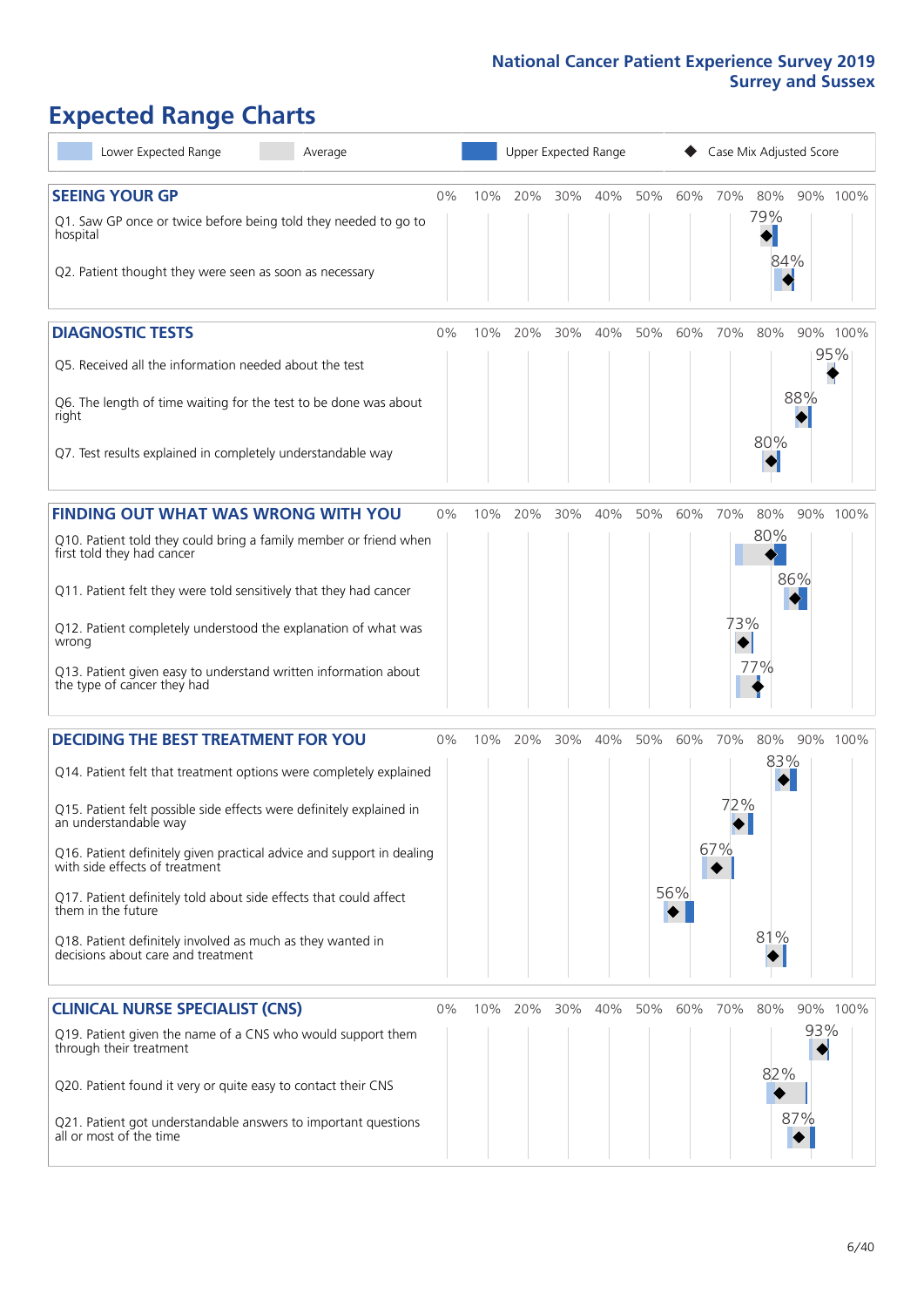# Expected Range Charts

Lower Expected Range | Average | Upper Expected Range | ◆ Case Mix Adjusted Score

## SEEING YOUR GP

| Question | Score |
|---|---|
| Q1. Saw GP once or twice before being told they needed to go to hospital | 79% |
| Q2. Patient thought they were seen as soon as necessary | 84% |

## DIAGNOSTIC TESTS

| Question | Score |
|---|---|
| Q5. Received all the information needed about the test | 95% |
| Q6. The length of time waiting for the test to be done was about right | 88% |
| Q7. Test results explained in completely understandable way | 80% |

## FINDING OUT WHAT WAS WRONG WITH YOU

| Question | Score |
|---|---|
| Q10. Patient told they could bring a family member or friend when first told they had cancer | 80% |
| Q11. Patient felt they were told sensitively that they had cancer | 86% |
| Q12. Patient completely understood the explanation of what was wrong | 73% |
| Q13. Patient given easy to understand written information about the type of cancer they had | 77% |

## DECIDING THE BEST TREATMENT FOR YOU

| Question | Score |
|---|---|
| Q14. Patient felt that treatment options were completely explained | 83% |
| Q15. Patient felt possible side effects were definitely explained in an understandable way | 72% |
| Q16. Patient definitely given practical advice and support in dealing with side effects of treatment | 67% |
| Q17. Patient definitely told about side effects that could affect them in the future | 56% |
| Q18. Patient definitely involved as much as they wanted in decisions about care and treatment | 81% |

## CLINICAL NURSE SPECIALIST (CNS)

| Question | Score |
|---|---|
| Q19. Patient given the name of a CNS who would support them through their treatment | 93% |
| Q20. Patient found it very or quite easy to contact their CNS | 82% |
| Q21. Patient got understandable answers to important questions all or most of the time | 87% |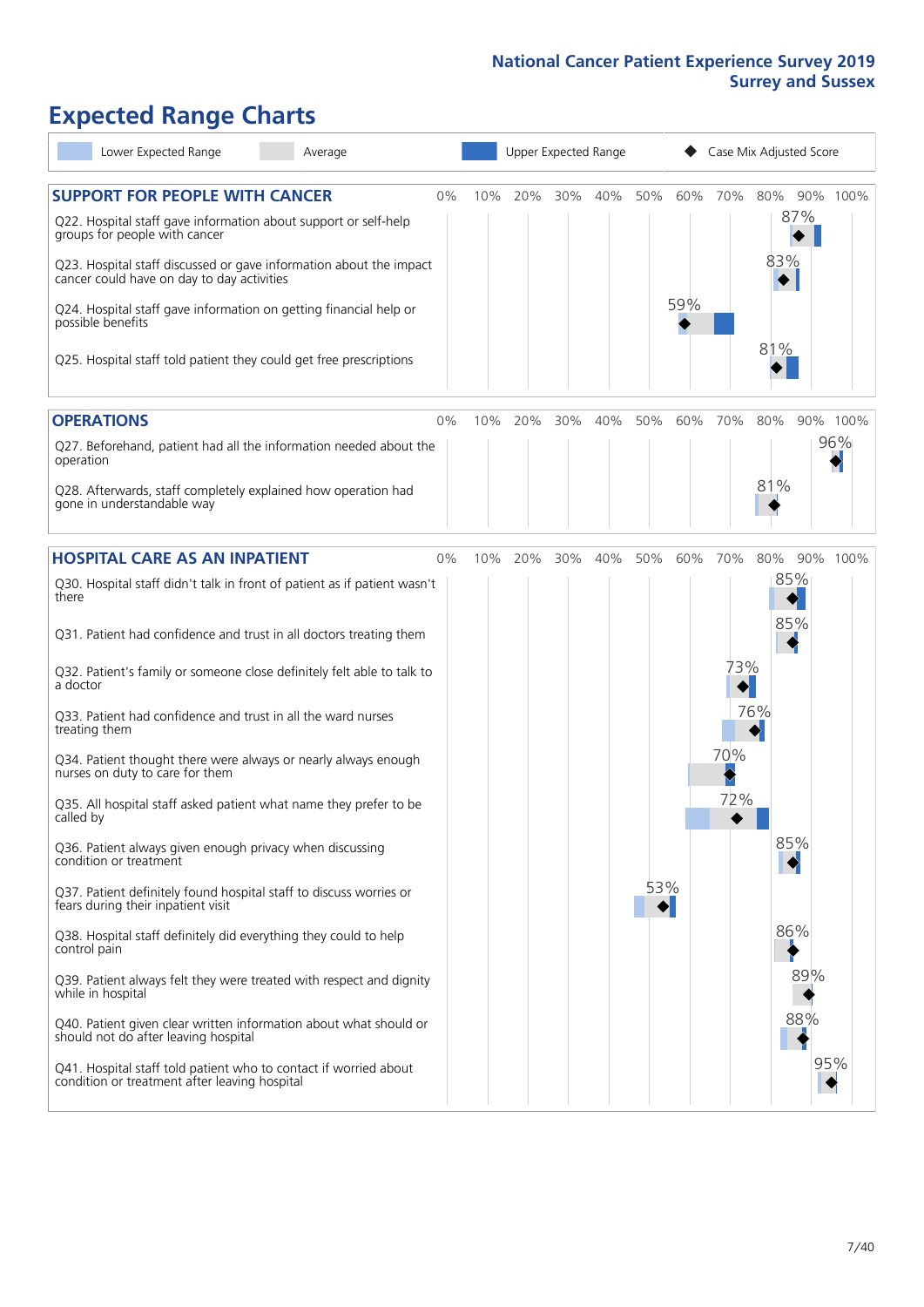# Expected Range Charts

Lower Expected Range | Average | Upper Expected Range | ◆ Case Mix Adjusted Score

## SUPPORT FOR PEOPLE WITH CANCER

| Question | Case Mix Adjusted Score |
|---|---|
| Q22. Hospital staff gave information about support or self-help groups for people with cancer | 87% |
| Q23. Hospital staff discussed or gave information about the impact cancer could have on day to day activities | 83% |
| Q24. Hospital staff gave information on getting financial help or possible benefits | 59% |
| Q25. Hospital staff told patient they could get free prescriptions | 81% |

## OPERATIONS

| Question | Case Mix Adjusted Score |
|---|---|
| Q27. Beforehand, patient had all the information needed about the operation | 96% |
| Q28. Afterwards, staff completely explained how operation had gone in understandable way | 81% |

## HOSPITAL CARE AS AN INPATIENT

| Question | Case Mix Adjusted Score |
|---|---|
| Q30. Hospital staff didn't talk in front of patient as if patient wasn't there | 85% |
| Q31. Patient had confidence and trust in all doctors treating them | 85% |
| Q32. Patient's family or someone close definitely felt able to talk to a doctor | 73% |
| Q33. Patient had confidence and trust in all the ward nurses treating them | 76% |
| Q34. Patient thought there were always or nearly always enough nurses on duty to care for them | 70% |
| Q35. All hospital staff asked patient what name they prefer to be called by | 72% |
| Q36. Patient always given enough privacy when discussing condition or treatment | 85% |
| Q37. Patient definitely found hospital staff to discuss worries or fears during their inpatient visit | 53% |
| Q38. Hospital staff definitely did everything they could to help control pain | 86% |
| Q39. Patient always felt they were treated with respect and dignity while in hospital | 89% |
| Q40. Patient given clear written information about what should or should not do after leaving hospital | 88% |
| Q41. Hospital staff told patient who to contact if worried about condition or treatment after leaving hospital | 95% |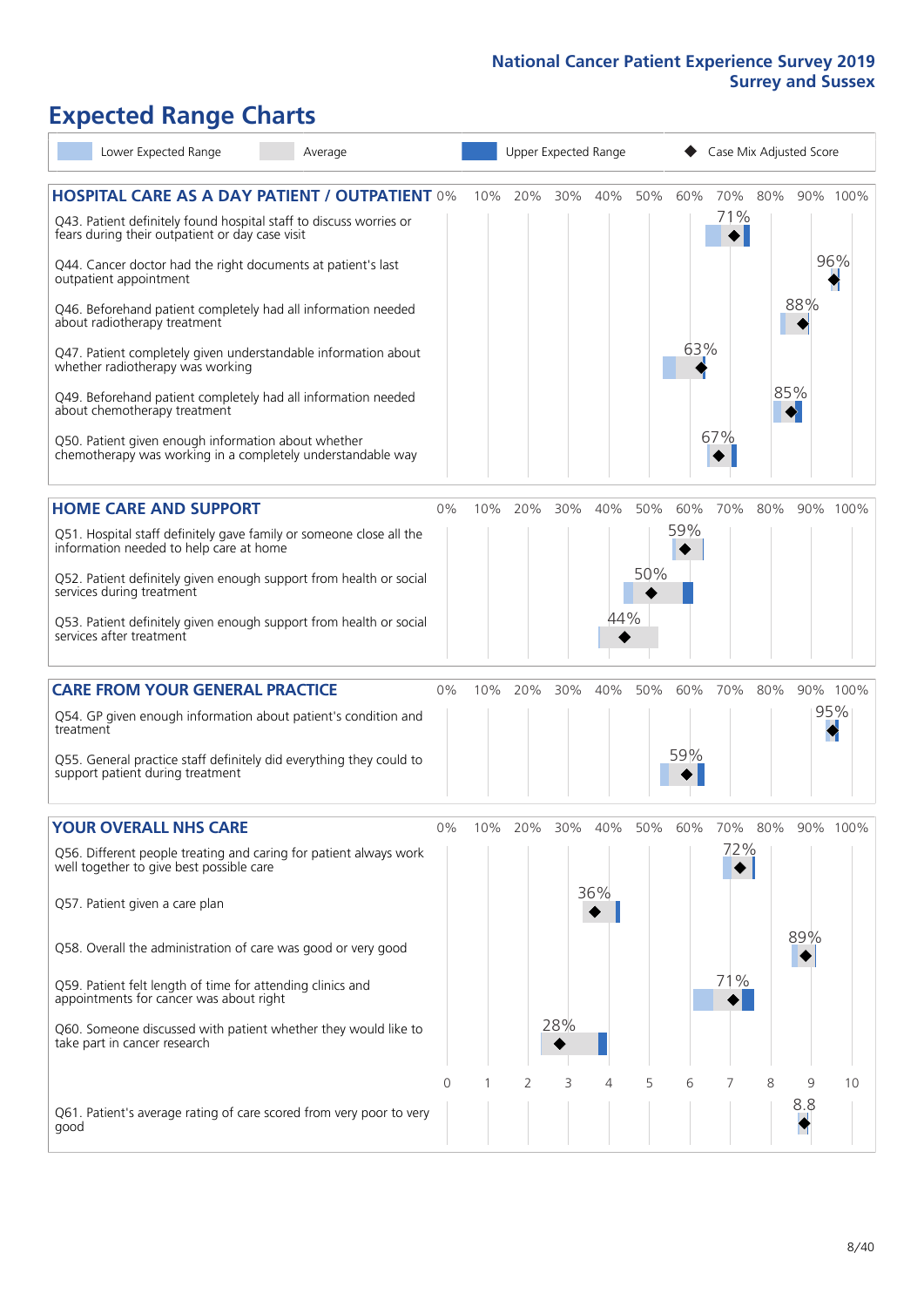# National Cancer Patient Experience Survey 2019
## Surrey and Sussex

# Expected Range Charts

Legend: Lower Expected Range | Average | Upper Expected Range | ◆ Case Mix Adjusted Score

## HOSPITAL CARE AS A DAY PATIENT / OUTPATIENT

| Question | Case Mix Adjusted Score |
|---|---|
| Q43. Patient definitely found hospital staff to discuss worries or fears during their outpatient or day case visit | 71% |
| Q44. Cancer doctor had the right documents at patient's last outpatient appointment | 96% |
| Q46. Beforehand patient completely had all information needed about radiotherapy treatment | 88% |
| Q47. Patient completely given understandable information about whether radiotherapy treatment was working | 63% |
| Q49. Beforehand patient completely had all information needed about chemotherapy treatment | 85% |
| Q50. Patient given enough information about whether chemotherapy was working in a completely understandable way | 67% |

## HOME CARE AND SUPPORT

| Question | Case Mix Adjusted Score |
|---|---|
| Q51. Hospital staff definitely gave family or someone close all the information needed to help care at home | 59% |
| Q52. Patient definitely given enough support from health or social services during treatment | 50% |
| Q53. Patient definitely given enough support from health or social services after treatment | 44% |

## CARE FROM YOUR GENERAL PRACTICE

| Question | Case Mix Adjusted Score |
|---|---|
| Q54. GP given enough information about patient's condition and treatment | 95% |
| Q55. General practice staff definitely did everything they could to support patient during treatment | 59% |

## YOUR OVERALL NHS CARE

| Question | Case Mix Adjusted Score |
|---|---|
| Q56. Different people treating and caring for patient always work well together to give best possible care | 72% |
| Q57. Patient given a care plan | 36% |
| Q58. Overall the administration of care was good or very good | 89% |
| Q59. Patient felt length of time for attending clinics and appointments for cancer was about right | 71% |
| Q60. Someone discussed with patient whether they would like to take part in cancer research | 28% |
| Q61. Patient's average rating of care scored from very poor to very good | 8.8 |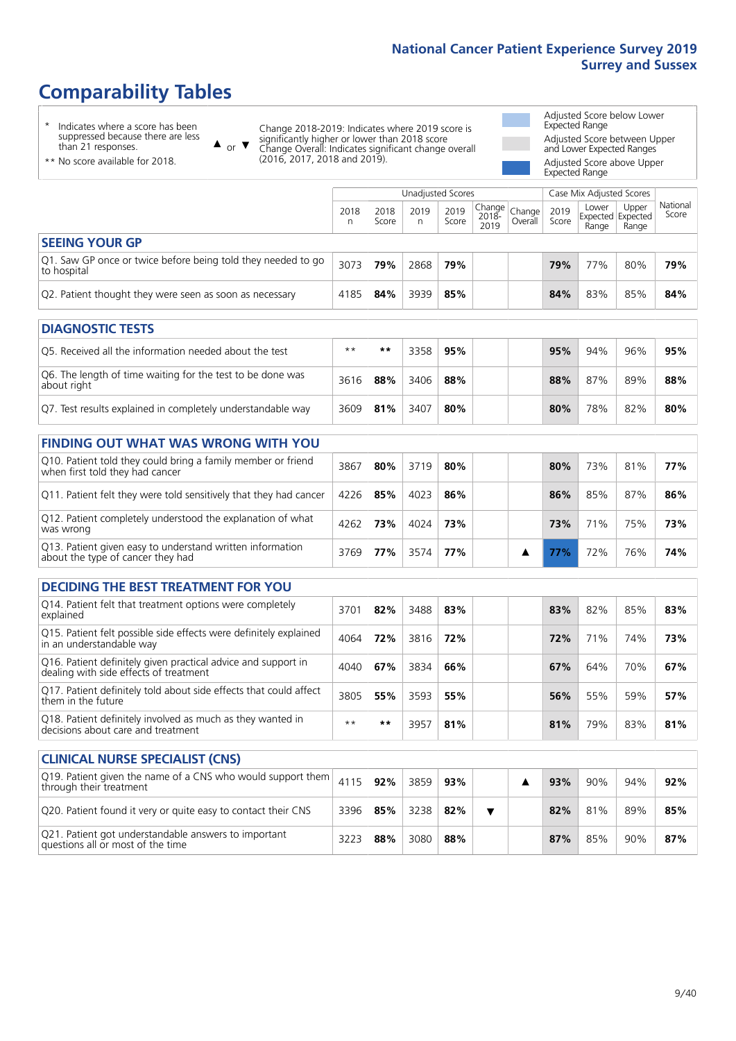# Comparability Tables

\* Indicates where a score has been suppressed because there are less than 21 responses.

\*\* No score available for 2018.

▲ or ▼ Change 2018-2019: Indicates where 2019 score is significantly higher or lower than 2018 score. Change Overall: Indicates significant change overall (2016, 2017, 2018 and 2019).

Adjusted Score below Lower Expected Range

Adjusted Score between Upper and Lower Expected Ranges

Adjusted Score above Upper Expected Range

| | Unadjusted Scores | | | | | | Case Mix Adjusted Scores | | | |
|---|---|---|---|---|---|---|---|---|---|---|
| | 2018 n | 2018 Score | 2019 n | 2019 Score | Change 2018-2019 | Change Overall | 2019 Score | Lower Expected Range | Upper Expected Range | National Score |
| **SEEING YOUR GP** | | | | | | | | | | |
| Q1. Saw GP once or twice before being told they needed to go to hospital | 3073 | **79%** | 2868 | **79%** | | | **79%** | 77% | 80% | **79%** |
| Q2. Patient thought they were seen as soon as necessary | 4185 | **84%** | 3939 | **85%** | | | **84%** | 83% | 85% | **84%** |
| **DIAGNOSTIC TESTS** | | | | | | | | | | |
| Q5. Received all the information needed about the test | ** | ** | 3358 | **95%** | | | **95%** | 94% | 96% | **95%** |
| Q6. The length of time waiting for the test to be done was about right | 3616 | **88%** | 3406 | **88%** | | | **88%** | 87% | 89% | **88%** |
| Q7. Test results explained in completely understandable way | 3609 | **81%** | 3407 | **80%** | | | **80%** | 78% | 82% | **80%** |
| **FINDING OUT WHAT WAS WRONG WITH YOU** | | | | | | | | | | |
| Q10. Patient told they could bring a family member or friend when first told they had cancer | 3867 | **80%** | 3719 | **80%** | | | **80%** | 73% | 81% | **77%** |
| Q11. Patient felt they were told sensitively that they had cancer | 4226 | **85%** | 4023 | **86%** | | | **86%** | 85% | 87% | **86%** |
| Q12. Patient completely understood the explanation of what was wrong | 4262 | **73%** | 4024 | **73%** | | | **73%** | 71% | 75% | **73%** |
| Q13. Patient given easy to understand written information about the type of cancer they had | 3769 | **77%** | 3574 | **77%** | | ▲ | **77%** | 72% | 76% | **74%** |
| **DECIDING THE BEST TREATMENT FOR YOU** | | | | | | | | | | |
| Q14. Patient felt that treatment options were completely explained | 3701 | **82%** | 3488 | **83%** | | | **83%** | 82% | 85% | **83%** |
| Q15. Patient felt possible side effects were definitely explained in an understandable way | 4064 | **72%** | 3816 | **72%** | | | **72%** | 71% | 74% | **73%** |
| Q16. Patient definitely given practical advice and support in dealing with side effects of treatment | 4040 | **67%** | 3834 | **66%** | | | **67%** | 64% | 70% | **67%** |
| Q17. Patient definitely told about side effects that could affect them in the future | 3805 | **55%** | 3593 | **55%** | | | **56%** | 55% | 59% | **57%** |
| Q18. Patient definitely involved as much as they wanted in decisions about care and treatment | ** | ** | 3957 | **81%** | | | **81%** | 79% | 83% | **81%** |
| **CLINICAL NURSE SPECIALIST (CNS)** | | | | | | | | | | |
| Q19. Patient given the name of a CNS who would support them through their treatment | 4115 | **92%** | 3859 | **93%** | | ▲ | **93%** | 90% | 94% | **92%** |
| Q20. Patient found it very or quite easy to contact their CNS | 3396 | **85%** | 3238 | **82%** | ▼ | | **82%** | 81% | 89% | **85%** |
| Q21. Patient got understandable answers to important questions all or most of the time | 3223 | **88%** | 3080 | **88%** | | | **87%** | 85% | 90% | **87%** |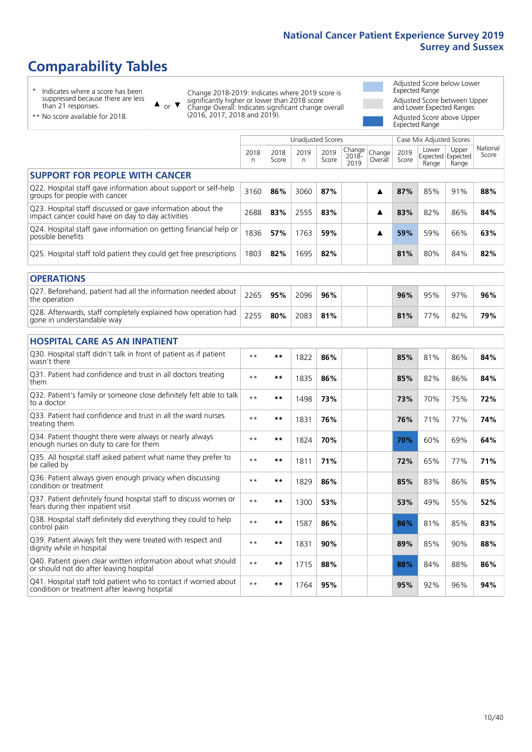# Comparability Tables

\* Indicates where a score has been suppressed because there are less than 21 responses.

\*\* No score available for 2018.

▲ or ▼ Change 2018-2019: Indicates where 2019 score is significantly higher or lower than 2018 score. Change Overall: Indicates significant change overall (2016, 2017, 2018 and 2019).

Adjusted Score below Lower Expected Range

Adjusted Score between Upper and Lower Expected Ranges

Adjusted Score above Upper Expected Range

| | Unadjusted Scores | | | | | | Case Mix Adjusted Scores | | | |
|---|---|---|---|---|---|---|---|---|---|---|
| | 2018 n | 2018 Score | 2019 n | 2019 Score | Change 2018-2019 | Change Overall | 2019 Score | Lower Expected Range | Upper Expected Range | National Score |
| **SUPPORT FOR PEOPLE WITH CANCER** | | | | | | | | | | |
| Q22. Hospital staff gave information about support or self-help groups for people with cancer | 3160 | **86%** | 3060 | **87%** | | ▲ | **87%** | 85% | 91% | **88%** |
| Q23. Hospital staff discussed or gave information about the impact cancer could have on day to day activities | 2688 | **83%** | 2555 | **83%** | | ▲ | **83%** | 82% | 86% | **84%** |
| Q24. Hospital staff gave information on getting financial help or possible benefits | 1836 | **57%** | 1763 | **59%** | | ▲ | **59%** | 59% | 66% | **63%** |
| Q25. Hospital staff told patient they could get free prescriptions | 1803 | **82%** | 1695 | **82%** | | | **81%** | 80% | 84% | **82%** |
| **OPERATIONS** | | | | | | | | | | |
| Q27. Beforehand, patient had all the information needed about the operation | 2265 | **95%** | 2096 | **96%** | | | **96%** | 95% | 97% | **96%** |
| Q28. Afterwards, staff completely explained how operation had gone in understandable way | 2255 | **80%** | 2083 | **81%** | | | **81%** | 77% | 82% | **79%** |
| **HOSPITAL CARE AS AN INPATIENT** | | | | | | | | | | |
| Q30. Hospital staff didn't talk in front of patient as if patient wasn't there | ** | ** | 1822 | **86%** | | | **85%** | 81% | 86% | **84%** |
| Q31. Patient had confidence and trust in all doctors treating them | ** | ** | 1835 | **86%** | | | **85%** | 82% | 86% | **84%** |
| Q32. Patient's family or someone close definitely felt able to talk to a doctor | ** | ** | 1498 | **73%** | | | **73%** | 70% | 75% | **72%** |
| Q33. Patient had confidence and trust in all the ward nurses treating them | ** | ** | 1831 | **76%** | | | **76%** | 71% | 77% | **74%** |
| Q34. Patient thought there were always or nearly always enough nurses on duty to care for them | ** | ** | 1824 | **70%** | | | **70%** | 60% | 69% | **64%** |
| Q35. All hospital staff asked patient what name they prefer to be called by | ** | ** | 1811 | **71%** | | | **72%** | 65% | 77% | **71%** |
| Q36. Patient always given enough privacy when discussing condition or treatment | ** | ** | 1829 | **86%** | | | **85%** | 83% | 86% | **85%** |
| Q37. Patient definitely found hospital staff to discuss worries or fears during their inpatient visit | ** | ** | 1300 | **53%** | | | **53%** | 49% | 55% | **52%** |
| Q38. Hospital staff definitely did everything they could to help control pain | ** | ** | 1587 | **86%** | | | **86%** | 81% | 85% | **83%** |
| Q39. Patient always felt they were treated with respect and dignity while in hospital | ** | ** | 1831 | **90%** | | | **89%** | 85% | 90% | **88%** |
| Q40. Patient given clear written information about what should or should not do after leaving hospital | ** | ** | 1715 | **88%** | | | **88%** | 84% | 88% | **86%** |
| Q41. Hospital staff told patient who to contact if worried about condition or treatment after leaving hospital | ** | ** | 1764 | **95%** | | | **95%** | 92% | 96% | **94%** |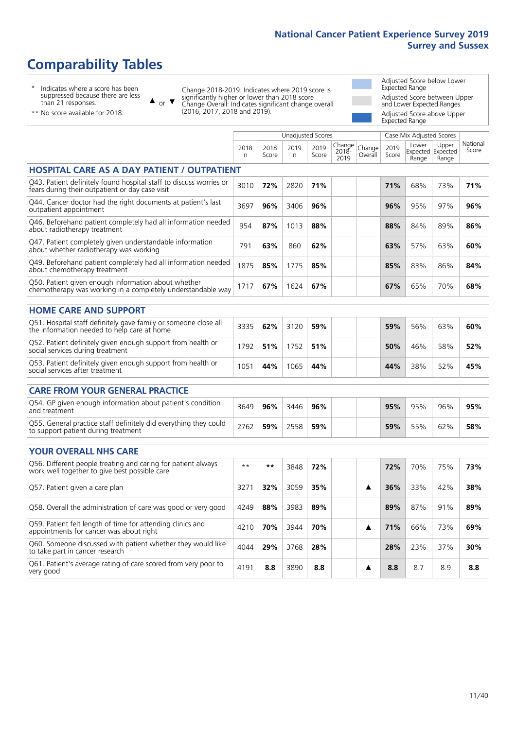# Comparability Tables

\* Indicates where a score has been suppressed because there are less than 21 responses.

\*\* No score available for 2018.

▲ or ▼ Change 2018-2019: Indicates where 2019 score is significantly higher or lower than 2018 score. Change Overall: Indicates significant change overall (2016, 2017, 2018 and 2019).

Adjusted Score below Lower Expected Range

Adjusted Score between Upper and Lower Expected Ranges

Adjusted Score above Upper Expected Range

| | Unadjusted Scores | | | | | | Case Mix Adjusted Scores | | | |
|---|---|---|---|---|---|---|---|---|---|---|
| | 2018 n | 2018 Score | 2019 n | 2019 Score | Change 2018-2019 | Change Overall | 2019 Score | Lower Expected Range | Upper Expected Range | National Score |
| **HOSPITAL CARE AS A DAY PATIENT / OUTPATIENT** | | | | | | | | | | |
| Q43. Patient definitely found hospital staff to discuss worries or fears during their outpatient or day case visit | 3010 | **72%** | 2820 | **71%** | | | **71%** | 68% | 73% | **71%** |
| Q44. Cancer doctor had the right documents at patient's last outpatient appointment | 3697 | **96%** | 3406 | **96%** | | | **96%** | 95% | 97% | **96%** |
| Q46. Beforehand patient completely had all information needed about radiotherapy treatment | 954 | **87%** | 1013 | **88%** | | | **88%** | 84% | 89% | **86%** |
| Q47. Patient completely given understandable information about whether radiotherapy was working | 791 | **63%** | 860 | **62%** | | | **63%** | 57% | 63% | **60%** |
| Q49. Beforehand patient completely had all information needed about chemotherapy treatment | 1875 | **85%** | 1775 | **85%** | | | **85%** | 83% | 86% | **84%** |
| Q50. Patient given enough information about whether chemotherapy was working in a completely understandable way | 1717 | **67%** | 1624 | **67%** | | | **67%** | 65% | 70% | **68%** |
| **HOME CARE AND SUPPORT** | | | | | | | | | | |
| Q51. Hospital staff definitely gave family or someone close all the information needed to help care at home | 3335 | **62%** | 3120 | **59%** | | | **59%** | 56% | 63% | **60%** |
| Q52. Patient definitely given enough support from health or social services during treatment | 1792 | **51%** | 1752 | **51%** | | | **50%** | 46% | 58% | **52%** |
| Q53. Patient definitely given enough support from health or social services after treatment | 1051 | **44%** | 1065 | **44%** | | | **44%** | 38% | 52% | **45%** |
| **CARE FROM YOUR GENERAL PRACTICE** | | | | | | | | | | |
| Q54. GP given enough information about patient's condition and treatment | 3649 | **96%** | 3446 | **96%** | | | **95%** | 95% | 96% | **95%** |
| Q55. General practice staff definitely did everything they could to support patient during treatment | 2762 | **59%** | 2558 | **59%** | | | **59%** | 55% | 62% | **58%** |
| **YOUR OVERALL NHS CARE** | | | | | | | | | | |
| Q56. Different people treating and caring for patient always work well together to give best possible care | ** | ** | 3848 | **72%** | | | **72%** | 70% | 75% | **73%** |
| Q57. Patient given a care plan | 3271 | **32%** | 3059 | **35%** | | ▲ | **36%** | 33% | 42% | **38%** |
| Q58. Overall the administration of care was good or very good | 4249 | **88%** | 3983 | **89%** | | | **89%** | 87% | 91% | **89%** |
| Q59. Patient felt length of time for attending clinics and appointments for cancer was about right | 4210 | **70%** | 3944 | **70%** | | ▲ | **71%** | 66% | 73% | **69%** |
| Q60. Someone discussed with patient whether they would like to take part in cancer research | 4044 | **29%** | 3768 | **28%** | | | **28%** | 23% | 37% | **30%** |
| Q61. Patient's average rating of care scored from very poor to very good | 4191 | **8.8** | 3890 | **8.8** | | ▲ | **8.8** | 8.7 | 8.9 | **8.8** |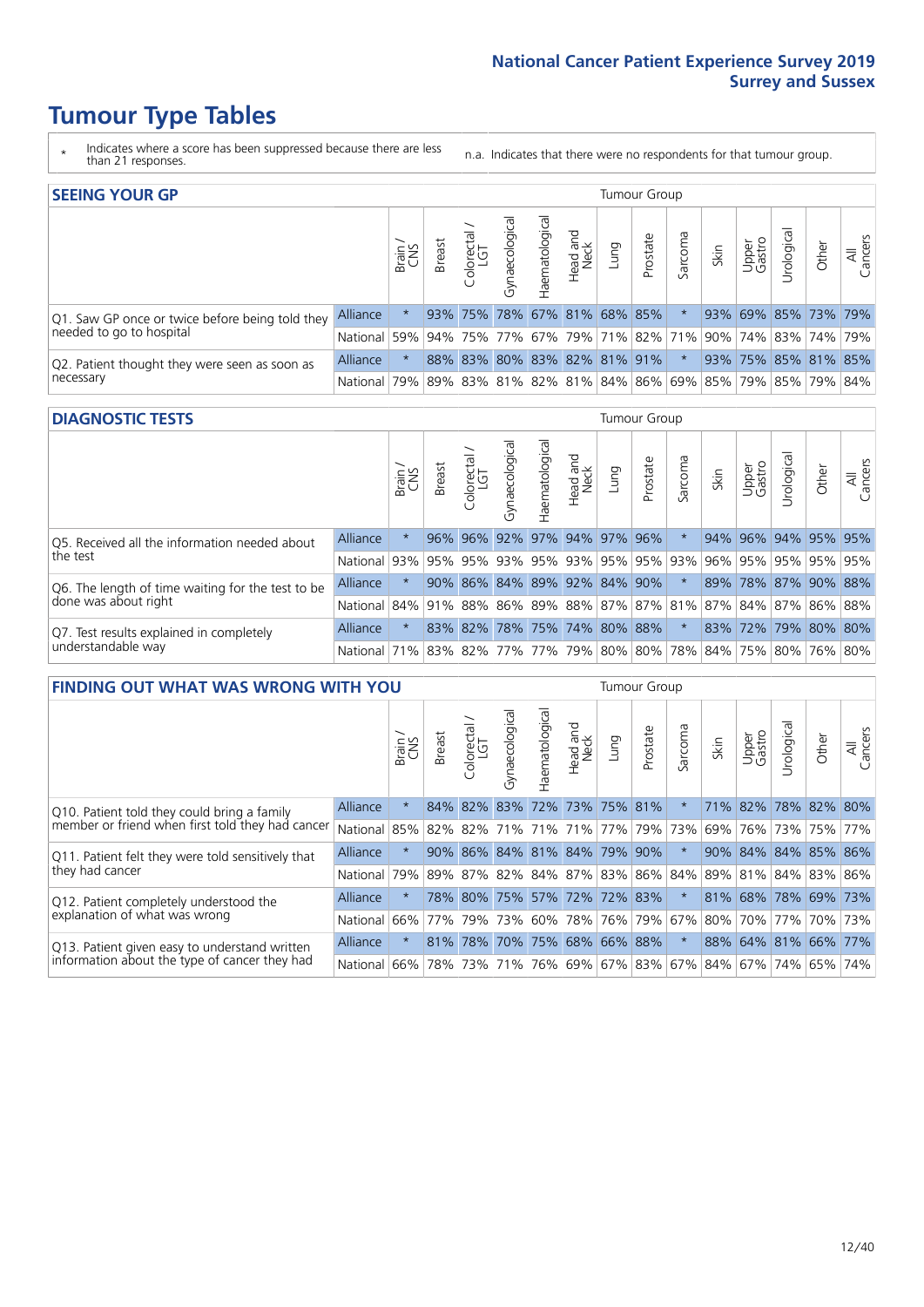# Tumour Type Tables

\* Indicates where a score has been suppressed because there are less than 21 responses.

n.a. Indicates that there were no respondents for that tumour group.

## SEEING YOUR GP

| | | Brain / CNS | Breast | Colorectal / LGT | Gynaecological | Haematological | Head and Neck | Lung | Prostate | Sarcoma | Skin | Upper Gastro | Urological | Other | All Cancers |
|---|---|---|---|---|---|---|---|---|---|---|---|---|---|---|---|
| Q1. Saw GP once or twice before being told they needed to go to hospital | Alliance | * | 93% | 75% | 78% | 67% | 81% | 68% | 85% | * | 93% | 69% | 85% | 73% | 79% |
| | National | 59% | 94% | 75% | 77% | 67% | 79% | 71% | 82% | 71% | 90% | 74% | 83% | 74% | 79% |
| Q2. Patient thought they were seen as soon as necessary | Alliance | * | 88% | 83% | 80% | 83% | 82% | 81% | 91% | * | 93% | 75% | 85% | 81% | 85% |
| | National | 79% | 89% | 83% | 81% | 82% | 81% | 84% | 86% | 69% | 85% | 79% | 85% | 79% | 84% |

## DIAGNOSTIC TESTS

| | | Brain / CNS | Breast | Colorectal / LGT | Gynaecological | Haematological | Head and Neck | Lung | Prostate | Sarcoma | Skin | Upper Gastro | Urological | Other | All Cancers |
|---|---|---|---|---|---|---|---|---|---|---|---|---|---|---|---|
| Q5. Received all the information needed about the test | Alliance | * | 96% | 96% | 92% | 97% | 94% | 97% | 96% | * | 94% | 96% | 94% | 95% | 95% |
| | National | 93% | 95% | 95% | 93% | 95% | 93% | 95% | 95% | 93% | 96% | 95% | 95% | 95% | 95% |
| Q6. The length of time waiting for the test to be done was about right | Alliance | * | 90% | 86% | 84% | 89% | 92% | 84% | 90% | * | 89% | 78% | 87% | 90% | 88% |
| | National | 84% | 91% | 88% | 86% | 89% | 88% | 87% | 87% | 81% | 87% | 84% | 87% | 86% | 88% |
| Q7. Test results explained in completely understandable way | Alliance | * | 83% | 82% | 78% | 75% | 74% | 80% | 88% | * | 83% | 72% | 79% | 80% | 80% |
| | National | 71% | 83% | 82% | 77% | 77% | 79% | 80% | 80% | 78% | 84% | 75% | 80% | 76% | 80% |

## FINDING OUT WHAT WAS WRONG WITH YOU

| | | Brain / CNS | Breast | Colorectal / LGT | Gynaecological | Haematological | Head and Neck | Lung | Prostate | Sarcoma | Skin | Upper Gastro | Urological | Other | All Cancers |
|---|---|---|---|---|---|---|---|---|---|---|---|---|---|---|---|
| Q10. Patient told they could bring a family member or friend when first told they had cancer | Alliance | * | 84% | 82% | 83% | 72% | 73% | 75% | 81% | * | 71% | 82% | 78% | 82% | 80% |
| | National | 85% | 82% | 82% | 71% | 71% | 71% | 77% | 79% | 73% | 69% | 76% | 73% | 75% | 77% |
| Q11. Patient felt they were told sensitively that they had cancer | Alliance | * | 90% | 86% | 84% | 81% | 84% | 79% | 90% | * | 90% | 84% | 84% | 85% | 86% |
| | National | 79% | 89% | 87% | 82% | 84% | 87% | 83% | 86% | 84% | 89% | 81% | 84% | 83% | 86% |
| Q12. Patient completely understood the explanation of what was wrong | Alliance | * | 78% | 80% | 75% | 57% | 72% | 72% | 83% | * | 81% | 68% | 78% | 69% | 73% |
| | National | 66% | 77% | 79% | 73% | 60% | 78% | 76% | 79% | 67% | 80% | 70% | 77% | 70% | 73% |
| Q13. Patient given easy to understand written information about the type of cancer they had | Alliance | * | 81% | 78% | 70% | 75% | 68% | 66% | 88% | * | 88% | 64% | 81% | 66% | 77% |
| | National | 66% | 78% | 73% | 71% | 76% | 69% | 67% | 83% | 67% | 84% | 67% | 74% | 65% | 74% |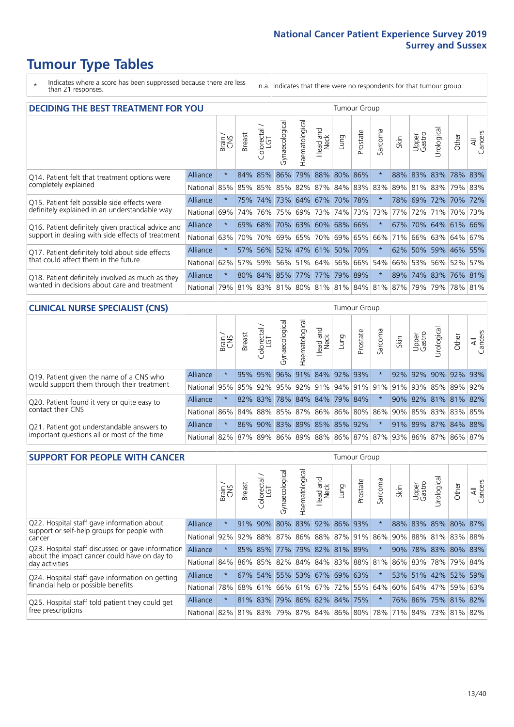# Tumour Type Tables

\* Indicates where a score has been suppressed because there are less than 21 responses.

n.a. Indicates that there were no respondents for that tumour group.

## DECIDING THE BEST TREATMENT FOR YOU

| | | Brain / CNS | Breast | Colorectal / LGT | Gynaecological | Haematological | Head and Neck | Lung | Prostate | Sarcoma | Skin | Upper Gastro | Urological | Other | All Cancers |
|---|---|---|---|---|---|---|---|---|---|---|---|---|---|---|---|
| Q14. Patient felt that treatment options were completely explained | Alliance | * | 84% | 85% | 86% | 79% | 88% | 80% | 86% | * | 88% | 83% | 83% | 78% | 83% |
| | National | 85% | 85% | 85% | 85% | 82% | 87% | 84% | 83% | 83% | 89% | 81% | 83% | 79% | 83% |
| Q15. Patient felt possible side effects were definitely explained in an understandable way | Alliance | * | 75% | 74% | 73% | 64% | 67% | 70% | 78% | * | 78% | 69% | 72% | 70% | 72% |
| | National | 69% | 74% | 76% | 75% | 69% | 73% | 74% | 73% | 73% | 77% | 72% | 71% | 70% | 73% |
| Q16. Patient definitely given practical advice and support in dealing with side effects of treatment | Alliance | * | 69% | 68% | 70% | 63% | 60% | 68% | 66% | * | 67% | 70% | 64% | 61% | 66% |
| | National | 63% | 70% | 70% | 69% | 65% | 70% | 69% | 65% | 66% | 71% | 66% | 63% | 64% | 67% |
| Q17. Patient definitely told about side effects that could affect them in the future | Alliance | * | 57% | 56% | 52% | 47% | 61% | 50% | 70% | * | 62% | 50% | 59% | 46% | 55% |
| | National | 62% | 57% | 59% | 56% | 51% | 64% | 56% | 66% | 54% | 66% | 53% | 56% | 52% | 57% |
| Q18. Patient definitely involved as much as they wanted in decisions about care and treatment | Alliance | * | 80% | 84% | 85% | 77% | 77% | 79% | 89% | * | 89% | 74% | 83% | 76% | 81% |
| | National | 79% | 81% | 83% | 81% | 80% | 81% | 81% | 84% | 81% | 87% | 79% | 79% | 78% | 81% |

## CLINICAL NURSE SPECIALIST (CNS)

| | | Brain / CNS | Breast | Colorectal / LGT | Gynaecological | Haematological | Head and Neck | Lung | Prostate | Sarcoma | Skin | Upper Gastro | Urological | Other | All Cancers |
|---|---|---|---|---|---|---|---|---|---|---|---|---|---|---|---|
| Q19. Patient given the name of a CNS who would support them through their treatment | Alliance | * | 95% | 95% | 96% | 91% | 84% | 92% | 93% | * | 92% | 92% | 90% | 92% | 93% |
| | National | 95% | 95% | 92% | 95% | 92% | 91% | 94% | 91% | 91% | 91% | 93% | 85% | 89% | 92% |
| Q20. Patient found it very or quite easy to contact their CNS | Alliance | * | 82% | 83% | 78% | 84% | 84% | 79% | 84% | * | 90% | 82% | 81% | 81% | 82% |
| | National | 86% | 84% | 88% | 85% | 87% | 86% | 86% | 80% | 86% | 90% | 85% | 83% | 83% | 85% |
| Q21. Patient got understandable answers to important questions all or most of the time | Alliance | * | 86% | 90% | 83% | 89% | 85% | 85% | 92% | * | 91% | 89% | 87% | 84% | 88% |
| | National | 82% | 87% | 89% | 86% | 89% | 88% | 86% | 87% | 87% | 93% | 86% | 87% | 86% | 87% |

## SUPPORT FOR PEOPLE WITH CANCER

| | | Brain / CNS | Breast | Colorectal / LGT | Gynaecological | Haematological | Head and Neck | Lung | Prostate | Sarcoma | Skin | Upper Gastro | Urological | Other | All Cancers |
|---|---|---|---|---|---|---|---|---|---|---|---|---|---|---|---|
| Q22. Hospital staff gave information about support or self-help groups for people with cancer | Alliance | * | 91% | 90% | 80% | 83% | 92% | 86% | 93% | * | 88% | 83% | 85% | 80% | 87% |
| | National | 92% | 92% | 88% | 87% | 86% | 88% | 87% | 91% | 86% | 90% | 88% | 81% | 83% | 88% |
| Q23. Hospital staff discussed or gave information about the impact cancer could have on day to day activities | Alliance | * | 85% | 85% | 77% | 79% | 82% | 81% | 89% | * | 90% | 78% | 83% | 80% | 83% |
| | National | 84% | 86% | 85% | 82% | 84% | 84% | 83% | 88% | 81% | 86% | 83% | 78% | 79% | 84% |
| Q24. Hospital staff gave information on getting financial help or possible benefits | Alliance | * | 67% | 54% | 55% | 53% | 67% | 69% | 63% | * | 53% | 51% | 42% | 52% | 59% |
| | National | 78% | 68% | 61% | 66% | 61% | 67% | 72% | 55% | 64% | 60% | 64% | 47% | 59% | 63% |
| Q25. Hospital staff told patient they could get free prescriptions | Alliance | * | 81% | 83% | 79% | 86% | 82% | 84% | 75% | * | 76% | 86% | 75% | 81% | 82% |
| | National | 82% | 81% | 83% | 79% | 87% | 84% | 86% | 80% | 78% | 71% | 84% | 73% | 81% | 82% |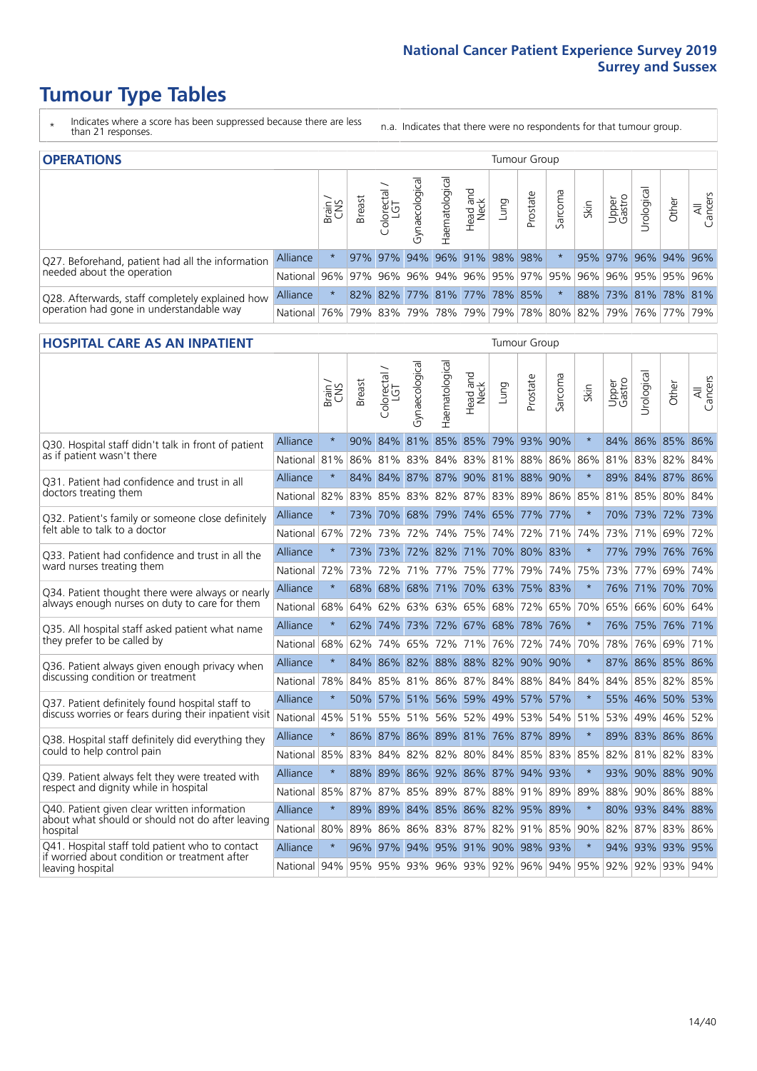# Tumour Type Tables

\* Indicates where a score has been suppressed because there are less than 21 responses.

n.a. Indicates that there were no respondents for that tumour group.

## OPERATIONS

| | | Brain / CNS | Breast | Colorectal / LGT | Gynaecological | Haematological | Head and Neck | Lung | Prostate | Sarcoma | Skin | Upper Gastro | Urological | Other | All Cancers |
|---|---|---|---|---|---|---|---|---|---|---|---|---|---|---|---|
| Q27. Beforehand, patient had all the information needed about the operation | Alliance | * | 97% | 97% | 94% | 96% | 91% | 98% | 98% | * | 95% | 97% | 96% | 94% | 96% |
| | National | 96% | 97% | 96% | 96% | 94% | 96% | 95% | 97% | 95% | 96% | 96% | 95% | 95% | 96% |
| Q28. Afterwards, staff completely explained how operation had gone in understandable way | Alliance | * | 82% | 82% | 77% | 81% | 77% | 78% | 85% | * | 88% | 73% | 81% | 78% | 81% |
| | National | 76% | 79% | 83% | 79% | 78% | 79% | 79% | 78% | 80% | 82% | 79% | 76% | 77% | 79% |

## HOSPITAL CARE AS AN INPATIENT

| | | Brain / CNS | Breast | Colorectal / LGT | Gynaecological | Haematological | Head and Neck | Lung | Prostate | Sarcoma | Skin | Upper Gastro | Urological | Other | All Cancers |
|---|---|---|---|---|---|---|---|---|---|---|---|---|---|---|---|
| Q30. Hospital staff didn't talk in front of patient as if patient wasn't there | Alliance | * | 90% | 84% | 81% | 85% | 85% | 79% | 93% | 90% | * | 84% | 86% | 85% | 86% |
| | National | 81% | 86% | 81% | 83% | 84% | 83% | 81% | 88% | 86% | 86% | 81% | 83% | 82% | 84% |
| Q31. Patient had confidence and trust in all doctors treating them | Alliance | * | 84% | 84% | 87% | 87% | 90% | 81% | 88% | 90% | * | 89% | 84% | 87% | 86% |
| | National | 82% | 83% | 85% | 83% | 82% | 87% | 83% | 89% | 86% | 85% | 81% | 85% | 80% | 84% |
| Q32. Patient's family or someone close definitely felt able to talk to a doctor | Alliance | * | 73% | 70% | 68% | 79% | 74% | 65% | 77% | 77% | * | 70% | 73% | 72% | 73% |
| | National | 67% | 72% | 73% | 72% | 74% | 75% | 74% | 72% | 71% | 74% | 73% | 71% | 69% | 72% |
| Q33. Patient had confidence and trust in all the ward nurses treating them | Alliance | * | 73% | 73% | 72% | 82% | 71% | 70% | 80% | 83% | * | 77% | 79% | 76% | 76% |
| | National | 72% | 73% | 72% | 71% | 77% | 75% | 77% | 79% | 74% | 75% | 73% | 77% | 69% | 74% |
| Q34. Patient thought there were always or nearly always enough nurses on duty to care for them | Alliance | * | 68% | 68% | 68% | 71% | 70% | 63% | 75% | 83% | * | 76% | 71% | 70% | 70% |
| | National | 68% | 64% | 62% | 63% | 63% | 65% | 68% | 72% | 65% | 70% | 65% | 66% | 60% | 64% |
| Q35. All hospital staff asked patient what name they prefer to be called by | Alliance | * | 62% | 74% | 73% | 72% | 67% | 68% | 78% | 76% | * | 76% | 75% | 76% | 71% |
| | National | 68% | 62% | 74% | 65% | 72% | 71% | 76% | 72% | 74% | 70% | 78% | 76% | 69% | 71% |
| Q36. Patient always given enough privacy when discussing condition or treatment | Alliance | * | 84% | 86% | 82% | 88% | 88% | 82% | 90% | 90% | * | 87% | 86% | 85% | 86% |
| | National | 78% | 84% | 85% | 81% | 86% | 87% | 84% | 88% | 84% | 84% | 84% | 85% | 82% | 85% |
| Q37. Patient definitely found hospital staff to discuss worries or fears during their inpatient visit | Alliance | * | 50% | 57% | 51% | 56% | 59% | 49% | 57% | 57% | * | 55% | 46% | 50% | 53% |
| | National | 45% | 51% | 55% | 51% | 56% | 52% | 49% | 53% | 54% | 51% | 53% | 49% | 46% | 52% |
| Q38. Hospital staff definitely did everything they could to help control pain | Alliance | * | 86% | 87% | 86% | 89% | 81% | 76% | 87% | 89% | * | 89% | 83% | 86% | 86% |
| | National | 85% | 83% | 84% | 82% | 82% | 80% | 84% | 85% | 83% | 85% | 82% | 81% | 82% | 83% |
| Q39. Patient always felt they were treated with respect and dignity while in hospital | Alliance | * | 88% | 89% | 86% | 92% | 86% | 87% | 94% | 93% | * | 93% | 90% | 88% | 90% |
| | National | 85% | 87% | 87% | 85% | 89% | 87% | 88% | 91% | 89% | 89% | 88% | 90% | 86% | 88% |
| Q40. Patient given clear written information about what should or should not do after leaving hospital | Alliance | * | 89% | 89% | 84% | 85% | 86% | 82% | 95% | 89% | * | 80% | 93% | 84% | 88% |
| | National | 80% | 89% | 86% | 86% | 83% | 87% | 82% | 91% | 85% | 90% | 82% | 87% | 83% | 86% |
| Q41. Hospital staff told patient who to contact if worried about condition or treatment after leaving hospital | Alliance | * | 96% | 97% | 94% | 95% | 91% | 90% | 98% | 93% | * | 94% | 93% | 93% | 95% |
| | National | 94% | 95% | 95% | 93% | 96% | 93% | 92% | 96% | 94% | 95% | 92% | 92% | 93% | 94% |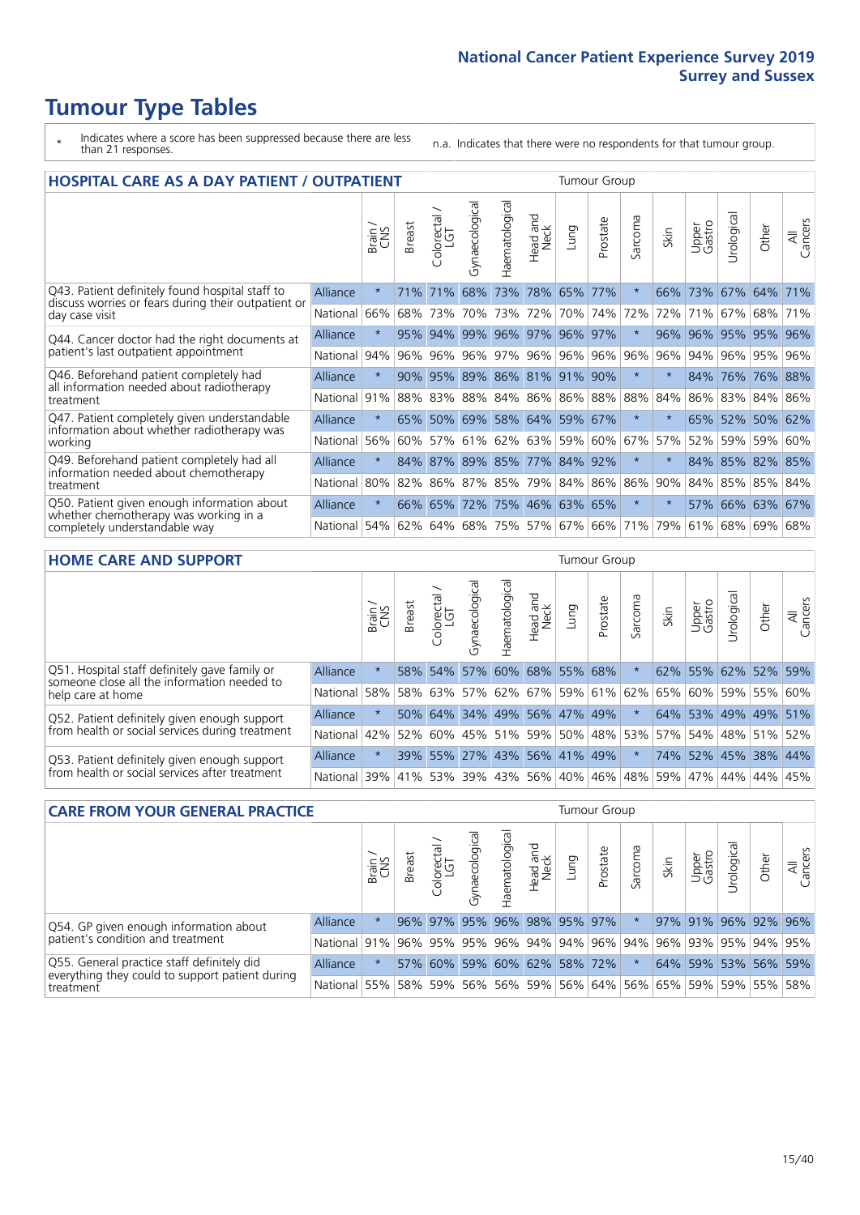# Tumour Type Tables

\* Indicates where a score has been suppressed because there are less than 21 responses.

n.a. Indicates that there were no respondents for that tumour group.

## HOSPITAL CARE AS A DAY PATIENT / OUTPATIENT

| | | Brain / CNS | Breast | Colorectal / LGT | Gynaecological | Haematological | Head and Neck | Lung | Prostate | Sarcoma | Skin | Upper Gastro | Urological | Other | All Cancers |
|---|---|---|---|---|---|---|---|---|---|---|---|---|---|---|---|
| Q43. Patient definitely found hospital staff to discuss worries or fears during their outpatient or day case visit | Alliance | * | 71% | 71% | 68% | 73% | 78% | 65% | 77% | * | 66% | 73% | 67% | 64% | 71% |
| | National | 66% | 68% | 73% | 70% | 73% | 72% | 70% | 74% | 72% | 72% | 71% | 67% | 68% | 71% |
| Q44. Cancer doctor had the right documents at patient's last outpatient appointment | Alliance | * | 95% | 94% | 99% | 96% | 97% | 96% | 97% | * | 96% | 96% | 95% | 95% | 96% |
| | National | 94% | 96% | 96% | 96% | 97% | 96% | 96% | 96% | 96% | 96% | 94% | 96% | 95% | 96% |
| Q46. Beforehand patient completely had all information needed about radiotherapy treatment | Alliance | * | 90% | 95% | 89% | 86% | 81% | 91% | 90% | * | * | 84% | 76% | 76% | 88% |
| | National | 91% | 88% | 83% | 88% | 84% | 86% | 86% | 88% | 88% | 84% | 86% | 83% | 84% | 86% |
| Q47. Patient completely given understandable information about whether radiotherapy was working | Alliance | * | 65% | 50% | 69% | 58% | 64% | 59% | 67% | * | * | 65% | 52% | 50% | 62% |
| | National | 56% | 60% | 57% | 61% | 62% | 63% | 59% | 60% | 67% | 57% | 52% | 59% | 59% | 60% |
| Q49. Beforehand patient completely had all information needed about chemotherapy treatment | Alliance | * | 84% | 87% | 89% | 85% | 77% | 84% | 92% | * | * | 84% | 85% | 82% | 85% |
| | National | 80% | 82% | 86% | 87% | 85% | 79% | 84% | 86% | 86% | 90% | 84% | 85% | 85% | 84% |
| Q50. Patient given enough information about whether chemotherapy was working in a completely understandable way | Alliance | * | 66% | 65% | 72% | 75% | 46% | 63% | 65% | * | * | 57% | 66% | 63% | 67% |
| | National | 54% | 62% | 64% | 68% | 75% | 57% | 67% | 66% | 71% | 79% | 61% | 68% | 69% | 68% |

## HOME CARE AND SUPPORT

| | | Brain / CNS | Breast | Colorectal / LGT | Gynaecological | Haematological | Head and Neck | Lung | Prostate | Sarcoma | Skin | Upper Gastro | Urological | Other | All Cancers |
|---|---|---|---|---|---|---|---|---|---|---|---|---|---|---|---|
| Q51. Hospital staff definitely gave family or someone close all the information needed to help care at home | Alliance | * | 58% | 54% | 57% | 60% | 68% | 55% | 68% | * | 62% | 55% | 62% | 52% | 59% |
| | National | 58% | 58% | 63% | 57% | 62% | 67% | 59% | 61% | 62% | 65% | 60% | 59% | 55% | 60% |
| Q52. Patient definitely given enough support from health or social services during treatment | Alliance | * | 50% | 64% | 34% | 49% | 56% | 47% | 49% | * | 64% | 53% | 49% | 49% | 51% |
| | National | 42% | 52% | 60% | 45% | 51% | 59% | 50% | 48% | 53% | 57% | 54% | 48% | 51% | 52% |
| Q53. Patient definitely given enough support from health or social services after treatment | Alliance | * | 39% | 55% | 27% | 43% | 56% | 41% | 49% | * | 74% | 52% | 45% | 38% | 44% |
| | National | 39% | 41% | 53% | 39% | 43% | 56% | 40% | 46% | 48% | 59% | 47% | 44% | 44% | 45% |

## CARE FROM YOUR GENERAL PRACTICE

| | | Brain / CNS | Breast | Colorectal / LGT | Gynaecological | Haematological | Head and Neck | Lung | Prostate | Sarcoma | Skin | Upper Gastro | Urological | Other | All Cancers |
|---|---|---|---|---|---|---|---|---|---|---|---|---|---|---|---|
| Q54. GP given enough information about patient's condition and treatment | Alliance | * | 96% | 97% | 95% | 96% | 98% | 95% | 97% | * | 97% | 91% | 96% | 92% | 96% |
| | National | 91% | 96% | 95% | 95% | 96% | 94% | 94% | 96% | 94% | 96% | 93% | 95% | 94% | 95% |
| Q55. General practice staff definitely did everything they could to support patient during treatment | Alliance | * | 57% | 60% | 59% | 60% | 62% | 58% | 72% | * | 64% | 59% | 53% | 56% | 59% |
| | National | 55% | 58% | 59% | 56% | 56% | 59% | 56% | 64% | 56% | 65% | 59% | 59% | 55% | 58% |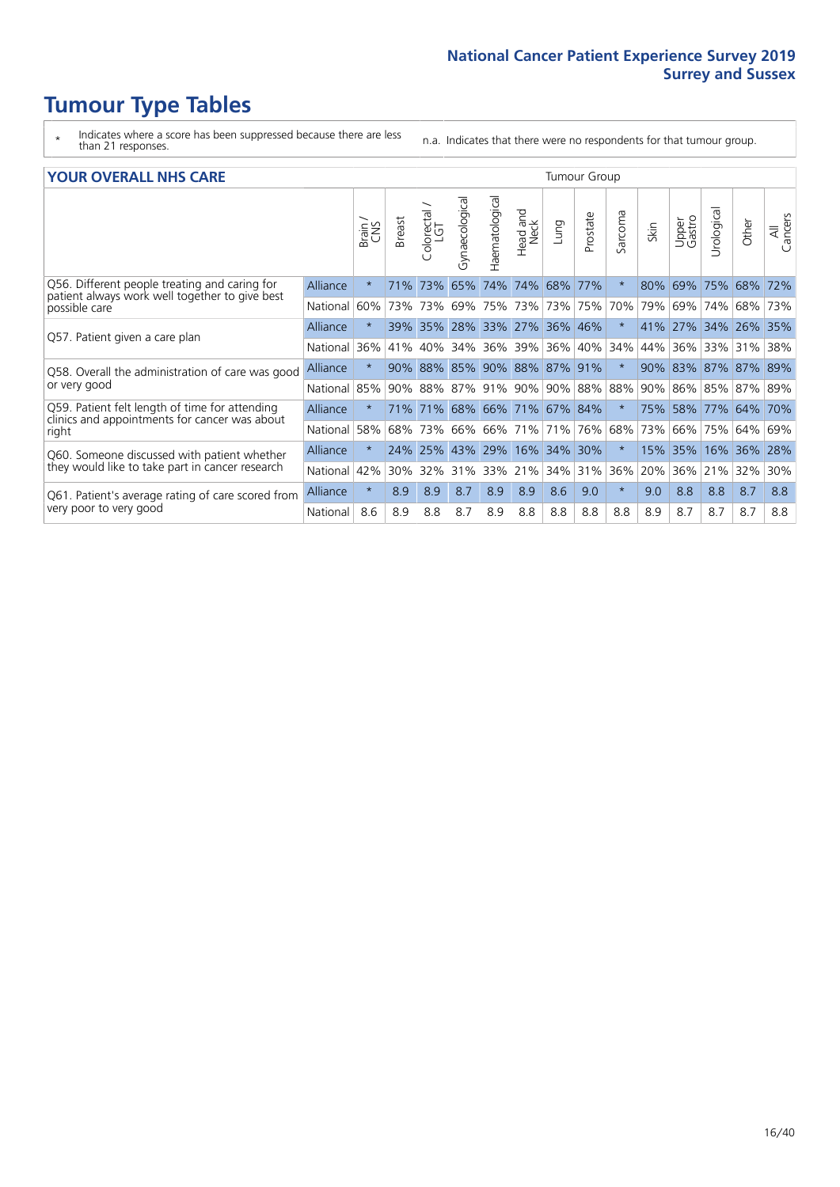# Tumour Type Tables

\* Indicates where a score has been suppressed because there are less than 21 responses.

n.a. Indicates that there were no respondents for that tumour group.

## YOUR OVERALL NHS CARE

| | | Brain / CNS | Breast | Colorectal / LGT | Gynaecological | Haematological | Head and Neck | Lung | Prostate | Sarcoma | Skin | Upper Gastro | Urological | Other | All Cancers |
|---|---|---|---|---|---|---|---|---|---|---|---|---|---|---|---|
| Q56. Different people treating and caring for patient always work well together to give best possible care | Alliance | * | 71% | 73% | 65% | 74% | 74% | 68% | 77% | * | 80% | 69% | 75% | 68% | 72% |
| | National | 60% | 73% | 73% | 69% | 75% | 73% | 73% | 75% | 70% | 79% | 69% | 74% | 68% | 73% |
| Q57. Patient given a care plan | Alliance | * | 39% | 35% | 28% | 33% | 27% | 36% | 46% | * | 41% | 27% | 34% | 26% | 35% |
| | National | 36% | 41% | 40% | 34% | 36% | 39% | 36% | 40% | 34% | 44% | 36% | 33% | 31% | 38% |
| Q58. Overall the administration of care was good or very good | Alliance | * | 90% | 88% | 85% | 90% | 88% | 87% | 91% | * | 90% | 83% | 87% | 87% | 89% |
| | National | 85% | 90% | 88% | 87% | 91% | 90% | 90% | 88% | 88% | 90% | 86% | 85% | 87% | 89% |
| Q59. Patient felt length of time for attending clinics and appointments for cancer was about right | Alliance | * | 71% | 71% | 68% | 66% | 71% | 67% | 84% | * | 75% | 58% | 77% | 64% | 70% |
| | National | 58% | 68% | 73% | 66% | 66% | 71% | 71% | 76% | 68% | 73% | 66% | 75% | 64% | 69% |
| Q60. Someone discussed with patient whether they would like to take part in cancer research | Alliance | * | 24% | 25% | 43% | 29% | 16% | 34% | 30% | * | 15% | 35% | 16% | 36% | 28% |
| | National | 42% | 30% | 32% | 31% | 33% | 21% | 34% | 31% | 36% | 20% | 36% | 21% | 32% | 30% |
| Q61. Patient's average rating of care scored from very poor to very good | Alliance | * | 8.9 | 8.9 | 8.7 | 8.9 | 8.9 | 8.6 | 9.0 | * | 9.0 | 8.8 | 8.8 | 8.7 | 8.8 |
| | National | 8.6 | 8.9 | 8.8 | 8.7 | 8.9 | 8.8 | 8.8 | 8.8 | 8.8 | 8.9 | 8.7 | 8.7 | 8.7 | 8.8 |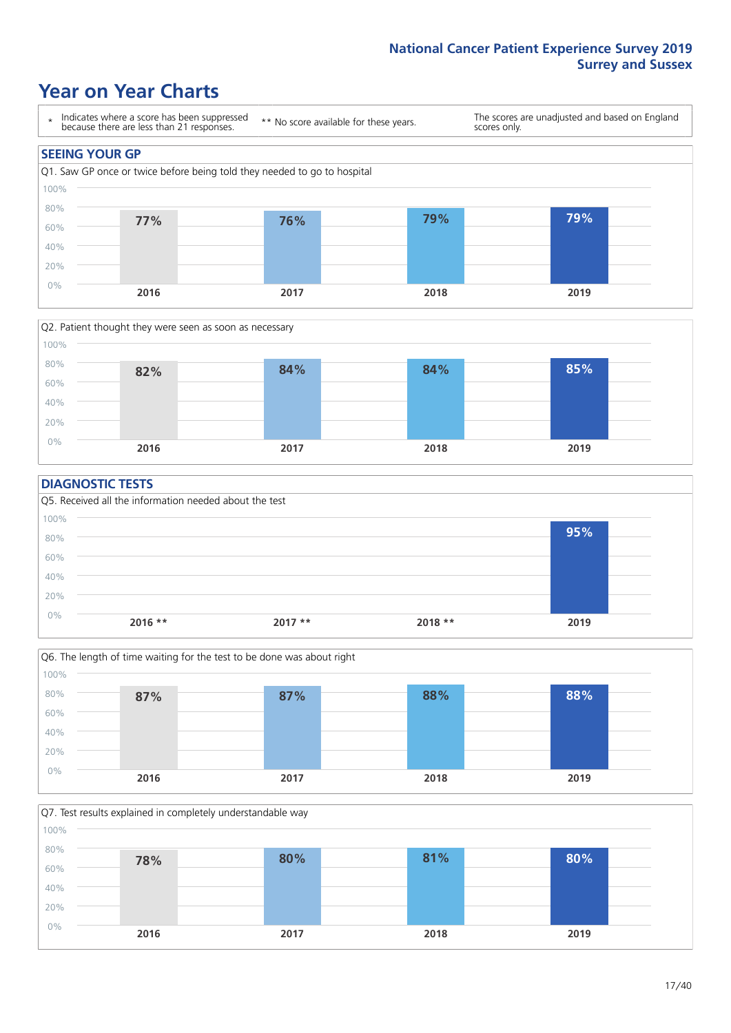# Year on Year Charts

| * Indicates where a score has been suppressed because there are less than 21 responses. | ** No score available for these years. | The scores are unadjusted and based on England scores only. |
|---|---|---|

## SEEING YOUR GP

Q1. Saw GP once or twice before being told they needed to go to hospital

| 2016 | 2017 | 2018 | 2019 |
|---|---|---|---|
| 77% | 76% | 79% | 79% |

Q2. Patient thought they were seen as soon as necessary

| 2016 | 2017 | 2018 | 2019 |
|---|---|---|---|
| 82% | 84% | 84% | 85% |

## DIAGNOSTIC TESTS

Q5. Received all the information needed about the test

| 2016 ** | 2017 ** | 2018 ** | 2019 |
|---|---|---|---|
| | | | 95% |

Q6. The length of time waiting for the test to be done was about right

| 2016 | 2017 | 2018 | 2019 |
|---|---|---|---|
| 87% | 87% | 88% | 88% |

Q7. Test results explained in completely understandable way

| 2016 | 2017 | 2018 | 2019 |
|---|---|---|---|
| 78% | 80% | 81% | 80% |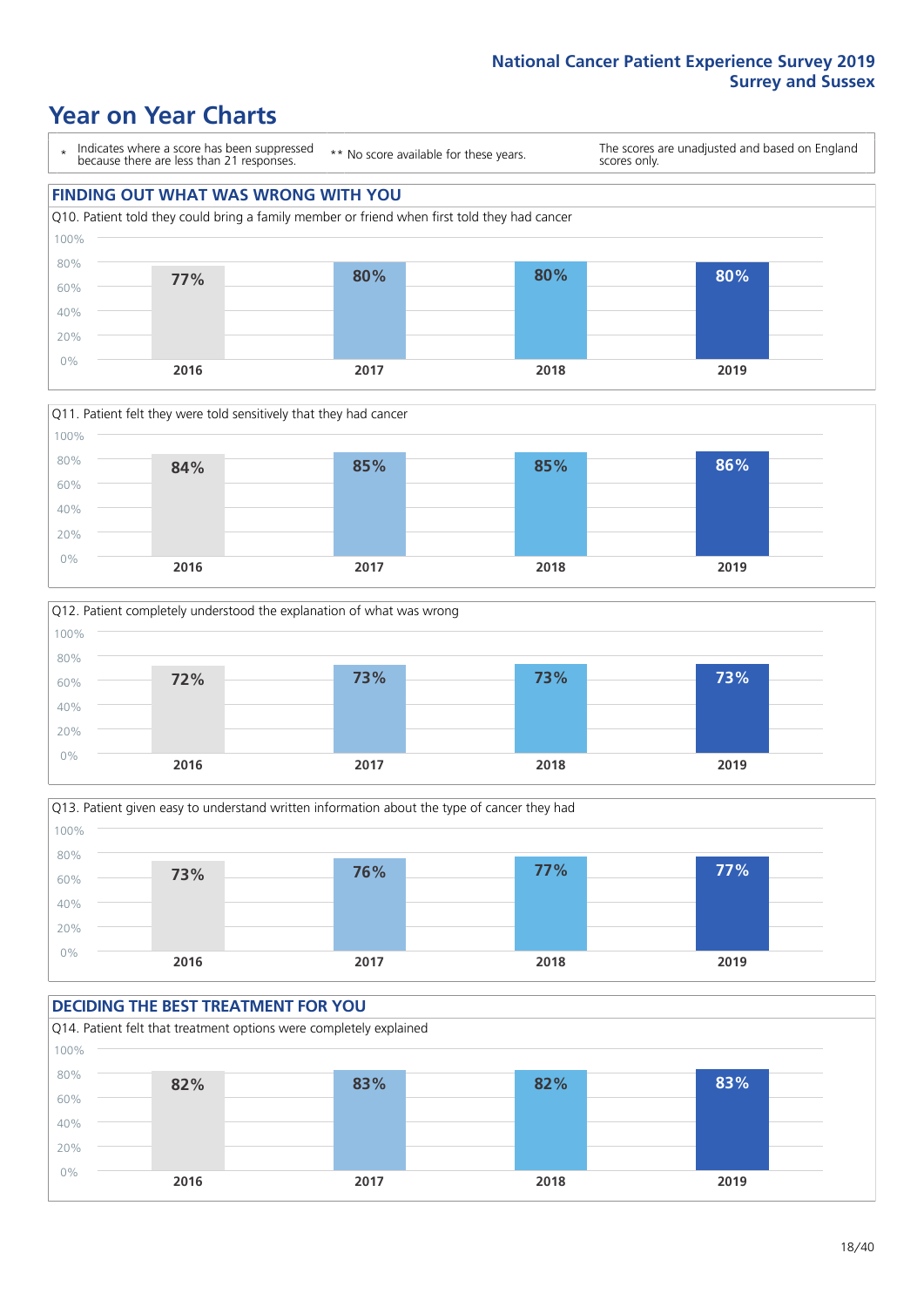# Year on Year Charts

\* Indicates where a score has been suppressed because there are less than 21 responses. ** No score available for these years. The scores are unadjusted and based on England scores only.

## FINDING OUT WHAT WAS WRONG WITH YOU

Q10. Patient told they could bring a family member or friend when first told they had cancer

| 2016 | 2017 | 2018 | 2019 |
|---|---|---|---|
| 77% | 80% | 80% | 80% |

Q11. Patient felt they were told sensitively that they had cancer

| 2016 | 2017 | 2018 | 2019 |
|---|---|---|---|
| 84% | 85% | 85% | 86% |

Q12. Patient completely understood the explanation of what was wrong

| 2016 | 2017 | 2018 | 2019 |
|---|---|---|---|
| 72% | 73% | 73% | 73% |

Q13. Patient given easy to understand written information about the type of cancer they had

| 2016 | 2017 | 2018 | 2019 |
|---|---|---|---|
| 73% | 76% | 77% | 77% |

## DECIDING THE BEST TREATMENT FOR YOU

Q14. Patient felt that treatment options were completely explained

| 2016 | 2017 | 2018 | 2019 |
|---|---|---|---|
| 82% | 83% | 82% | 83% |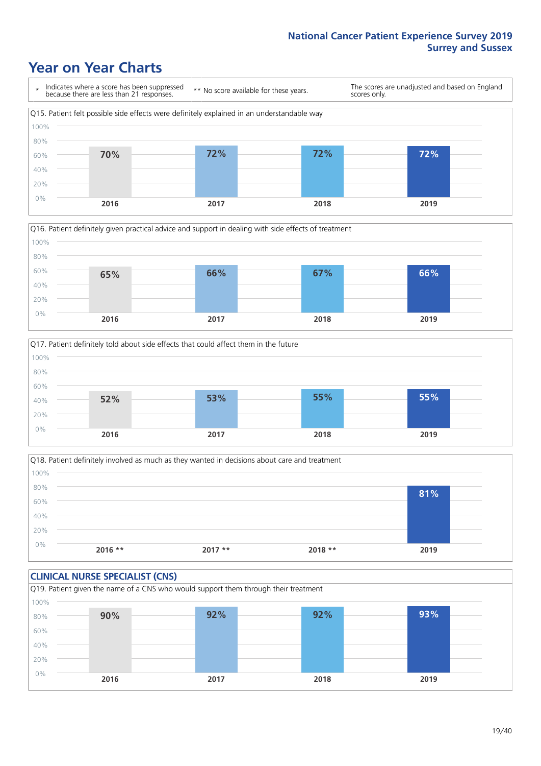National Cancer Patient Experience Survey 2019
Surrey and Sussex

# Year on Year Charts

| * Indicates where a score has been suppressed because there are less than 21 responses. | ** No score available for these years. | The scores are unadjusted and based on England scores only. |
|---|---|---|

Q15. Patient felt possible side effects were definitely explained in an understandable way

| 2016 | 2017 | 2018 | 2019 |
|---|---|---|---|
| 70% | 72% | 72% | 72% |

Q16. Patient definitely given practical advice and support in dealing with side effects of treatment

| 2016 | 2017 | 2018 | 2019 |
|---|---|---|---|
| 65% | 66% | 67% | 66% |

Q17. Patient definitely told about side effects that could affect them in the future

| 2016 | 2017 | 2018 | 2019 |
|---|---|---|---|
| 52% | 53% | 55% | 55% |

Q18. Patient definitely involved as much as they wanted in decisions about care and treatment

| 2016 ** | 2017 ** | 2018 ** | 2019 |
|---|---|---|---|
| | | | 81% |

## CLINICAL NURSE SPECIALIST (CNS)

Q19. Patient given the name of a CNS who would support them through their treatment

| 2016 | 2017 | 2018 | 2019 |
|---|---|---|---|
| 90% | 92% | 92% | 93% |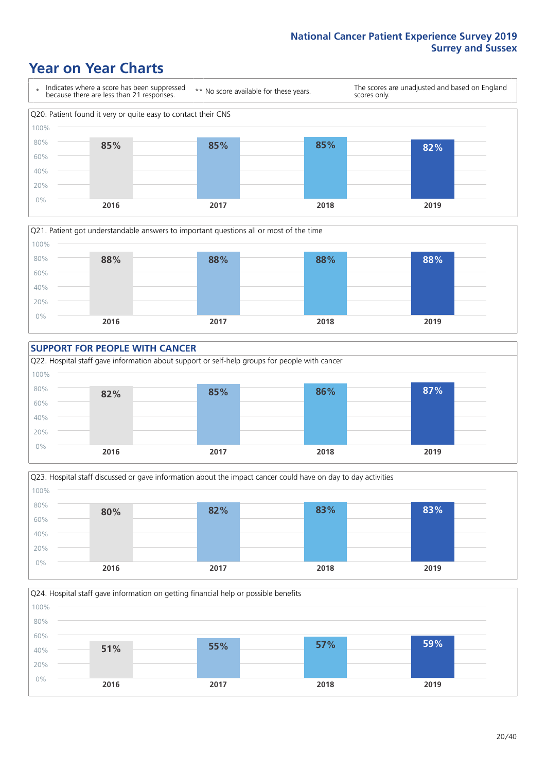# Year on Year Charts

\* Indicates where a score has been suppressed because there are less than 21 responses.

\*\* No score available for these years.

The scores are unadjusted and based on England scores only.

Q20. Patient found it very or quite easy to contact their CNS

| 2016 | 2017 | 2018 | 2019 |
|---|---|---|---|
| 85% | 85% | 85% | 82% |

Q21. Patient got understandable answers to important questions all or most of the time

| 2016 | 2017 | 2018 | 2019 |
|---|---|---|---|
| 88% | 88% | 88% | 88% |

## SUPPORT FOR PEOPLE WITH CANCER

Q22. Hospital staff gave information about support or self-help groups for people with cancer

| 2016 | 2017 | 2018 | 2019 |
|---|---|---|---|
| 82% | 85% | 86% | 87% |

Q23. Hospital staff discussed or gave information about the impact cancer could have on day to day activities

| 2016 | 2017 | 2018 | 2019 |
|---|---|---|---|
| 80% | 82% | 83% | 83% |

Q24. Hospital staff gave information on getting financial help or possible benefits

| 2016 | 2017 | 2018 | 2019 |
|---|---|---|---|
| 51% | 55% | 57% | 59% |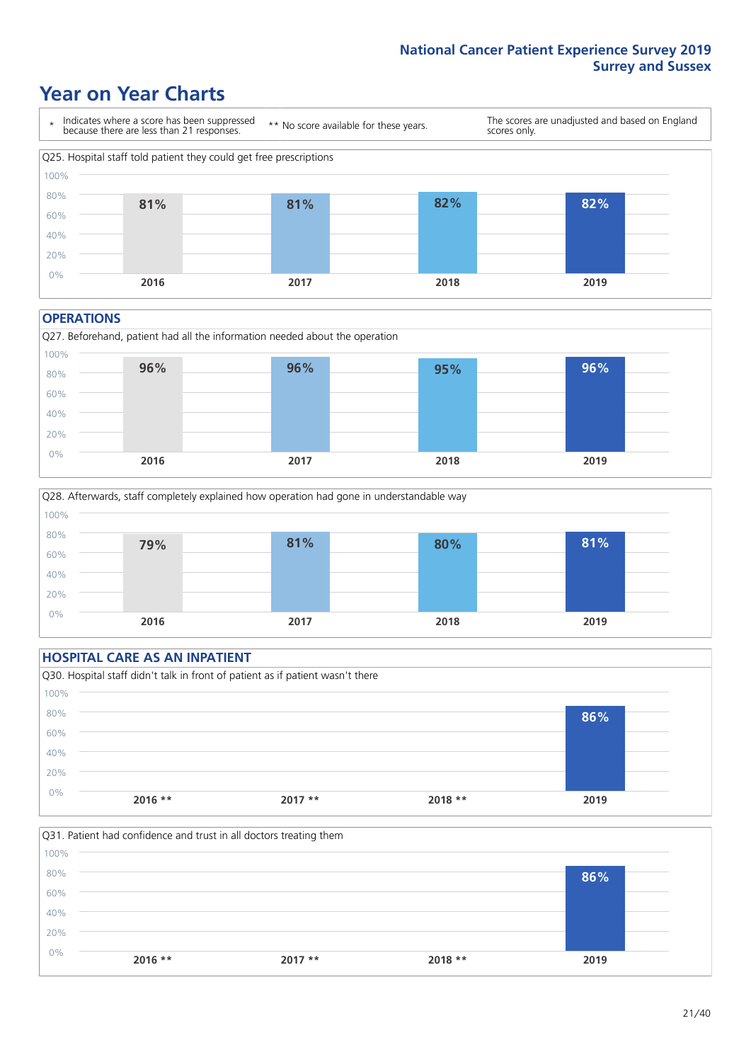# Year on Year Charts

\* Indicates where a score has been suppressed because there are less than 21 responses.

** No score available for these years.

The scores are unadjusted and based on England scores only.

Q25. Hospital staff told patient they could get free prescriptions

| 2016 | 2017 | 2018 | 2019 |
|---|---|---|---|
| 81% | 81% | 82% | 82% |

## OPERATIONS

Q27. Beforehand, patient had all the information needed about the operation

| 2016 | 2017 | 2018 | 2019 |
|---|---|---|---|
| 96% | 96% | 95% | 96% |

Q28. Afterwards, staff completely explained how operation had gone in understandable way

| 2016 | 2017 | 2018 | 2019 |
|---|---|---|---|
| 79% | 81% | 80% | 81% |

## HOSPITAL CARE AS AN INPATIENT

Q30. Hospital staff didn't talk in front of patient as if patient wasn't there

| 2016 ** | 2017 ** | 2018 ** | 2019 |
|---|---|---|---|
| | | | 86% |

Q31. Patient had confidence and trust in all doctors treating them

| 2016 ** | 2017 ** | 2018 ** | 2019 |
|---|---|---|---|
| | | | 86% |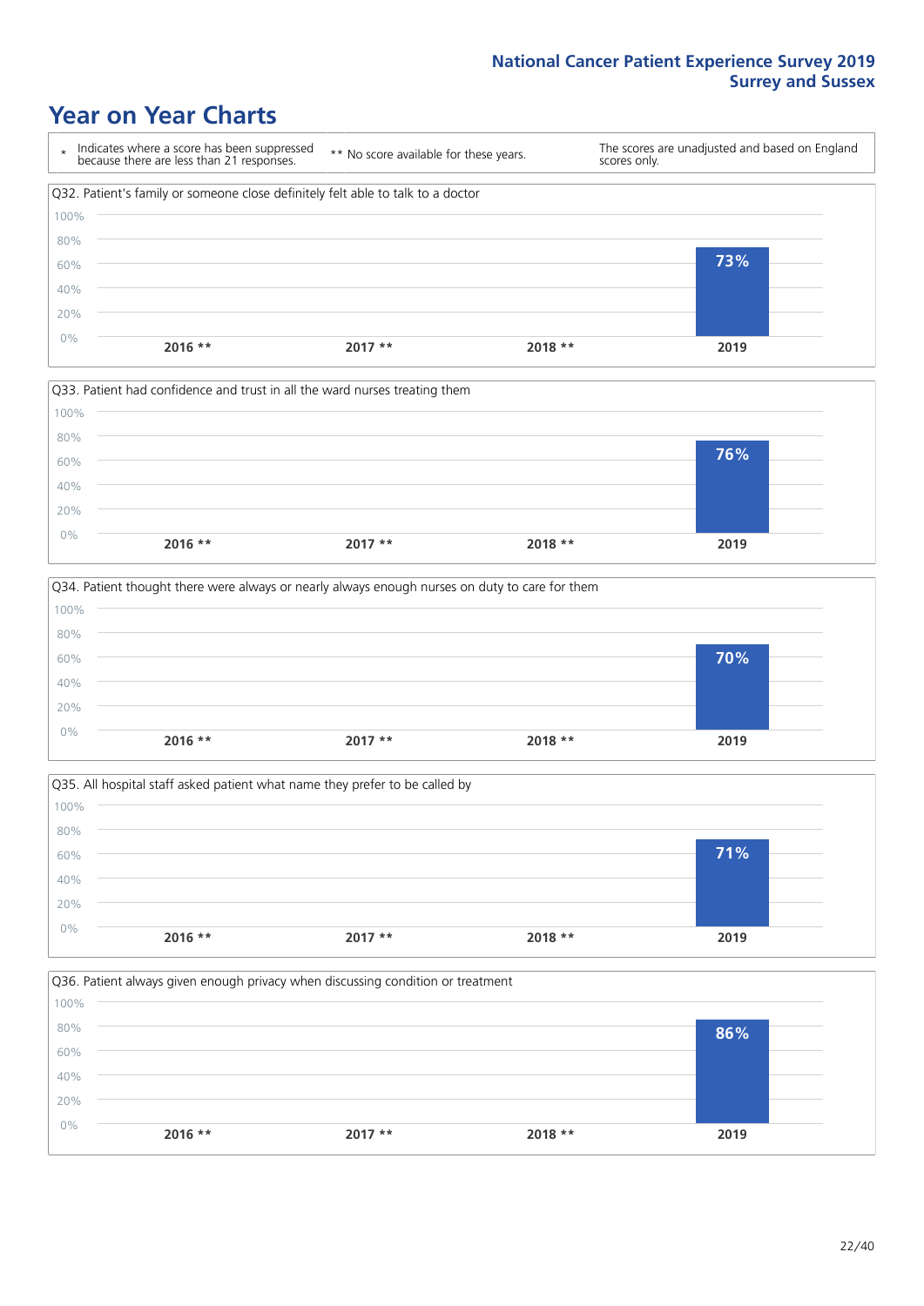# Year on Year Charts

| * Indicates where a score has been suppressed because there are less than 21 responses. | ** No score available for these years. | The scores are unadjusted and based on England scores only. |
|---|---|---|

Q32. Patient's family or someone close definitely felt able to talk to a doctor

| 2016 ** | 2017 ** | 2018 ** | 2019 |
|---|---|---|---|
| | | | 73% |

Q33. Patient had confidence and trust in all the ward nurses treating them

| 2016 ** | 2017 ** | 2018 ** | 2019 |
|---|---|---|---|
| | | | 76% |

Q34. Patient thought there were always or nearly always enough nurses on duty to care for them

| 2016 ** | 2017 ** | 2018 ** | 2019 |
|---|---|---|---|
| | | | 70% |

Q35. All hospital staff asked patient what name they prefer to be called by

| 2016 ** | 2017 ** | 2018 ** | 2019 |
|---|---|---|---|
| | | | 71% |

Q36. Patient always given enough privacy when discussing condition or treatment

| 2016 ** | 2017 ** | 2018 ** | 2019 |
|---|---|---|---|
| | | | 86% |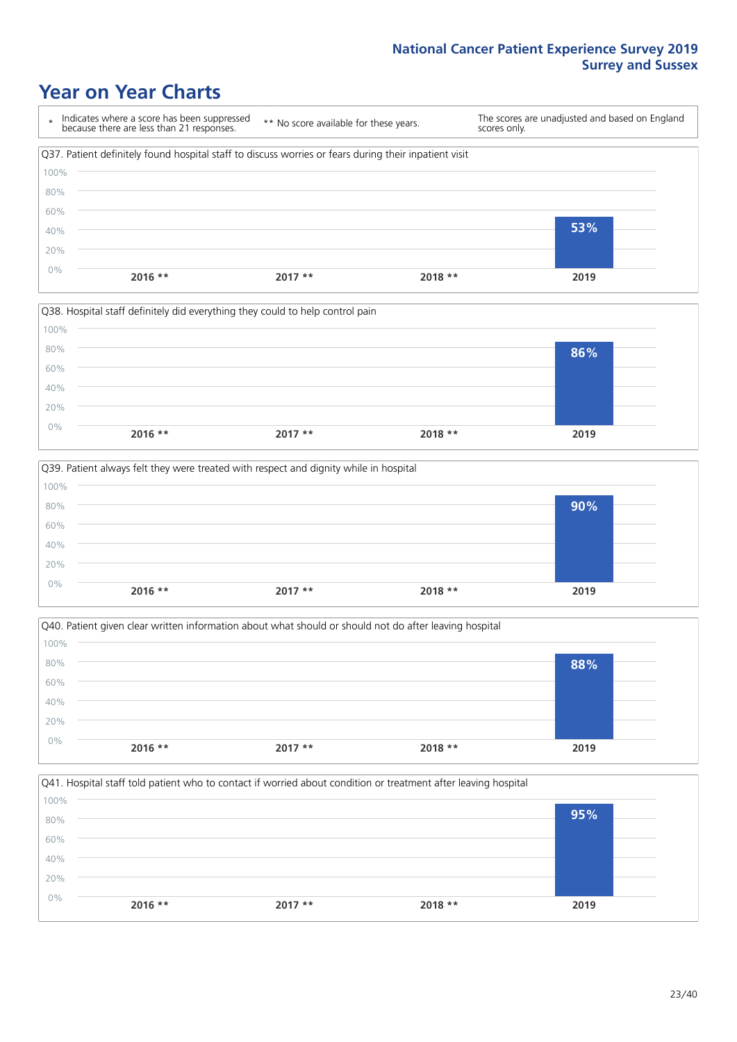National Cancer Patient Experience Survey 2019
Surrey and Sussex

# Year on Year Charts

\* Indicates where a score has been suppressed because there are less than 21 responses.

** No score available for these years.

The scores are unadjusted and based on England scores only.

Q37. Patient definitely found hospital staff to discuss worries or fears during their inpatient visit

| 2016 ** | 2017 ** | 2018 ** | 2019 |
|---|---|---|---|
| | | | 53% |

Q38. Hospital staff definitely did everything they could to help control pain

| 2016 ** | 2017 ** | 2018 ** | 2019 |
|---|---|---|---|
| | | | 86% |

Q39. Patient always felt they were treated with respect and dignity while in hospital

| 2016 ** | 2017 ** | 2018 ** | 2019 |
|---|---|---|---|
| | | | 90% |

Q40. Patient given clear written information about what should or should not do after leaving hospital

| 2016 ** | 2017 ** | 2018 ** | 2019 |
|---|---|---|---|
| | | | 88% |

Q41. Hospital staff told patient who to contact if worried about condition or treatment after leaving hospital

| 2016 ** | 2017 ** | 2018 ** | 2019 |
|---|---|---|---|
| | | | 95% |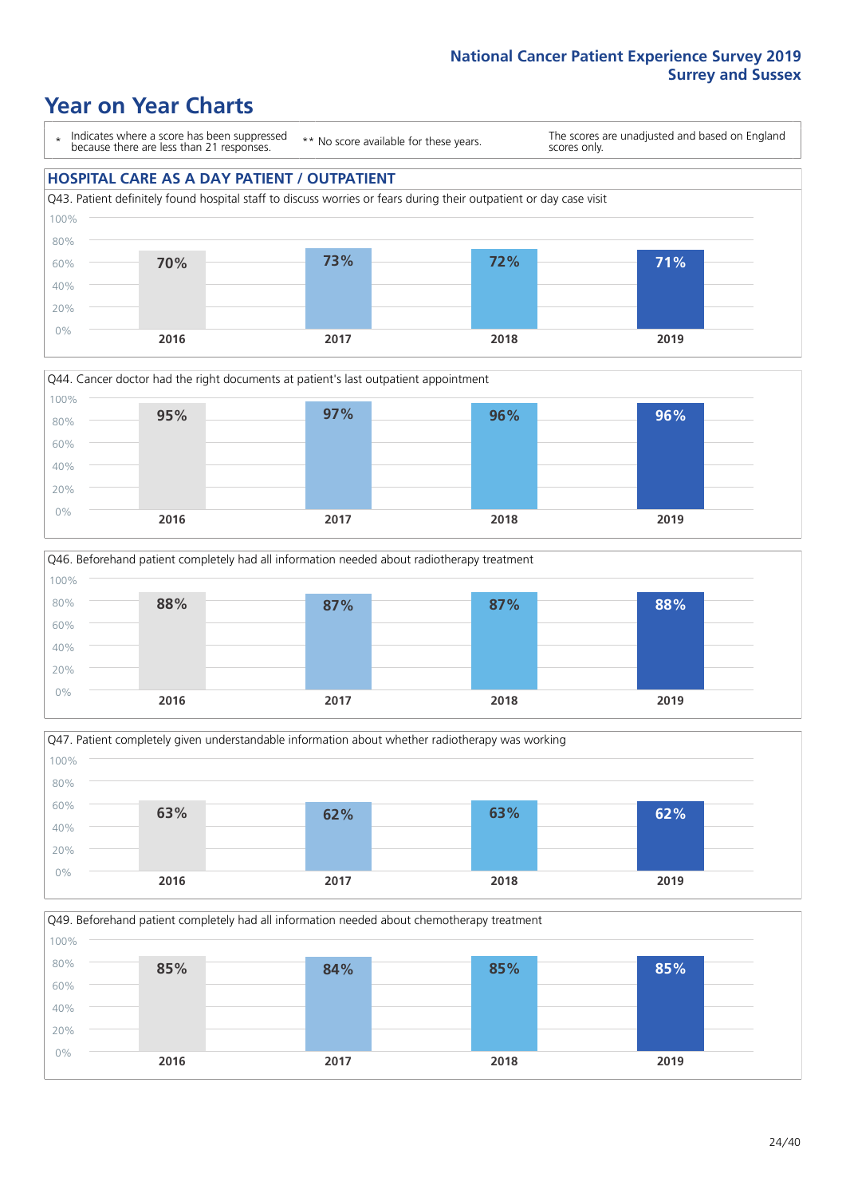**National Cancer Patient Experience Survey 2019**
**Surrey and Sussex**

# Year on Year Charts

\* Indicates where a score has been suppressed because there are less than 21 responses.

** No score available for these years.

The scores are unadjusted and based on England scores only.

## HOSPITAL CARE AS A DAY PATIENT / OUTPATIENT

Q43. Patient definitely found hospital staff to discuss worries or fears during their outpatient or day case visit

| 2016 | 2017 | 2018 | 2019 |
| --- | --- | --- | --- |
| 70% | 73% | 72% | 71% |

Q44. Cancer doctor had the right documents at patient's last outpatient appointment

| 2016 | 2017 | 2018 | 2019 |
| --- | --- | --- | --- |
| 95% | 97% | 96% | 96% |

Q46. Beforehand patient completely had all information needed about radiotherapy treatment

| 2016 | 2017 | 2018 | 2019 |
| --- | --- | --- | --- |
| 88% | 87% | 87% | 88% |

Q47. Patient completely given understandable information about whether radiotherapy was working

| 2016 | 2017 | 2018 | 2019 |
| --- | --- | --- | --- |
| 63% | 62% | 63% | 62% |

Q49. Beforehand patient completely had all information needed about chemotherapy treatment

| 2016 | 2017 | 2018 | 2019 |
| --- | --- | --- | --- |
| 85% | 84% | 85% | 85% |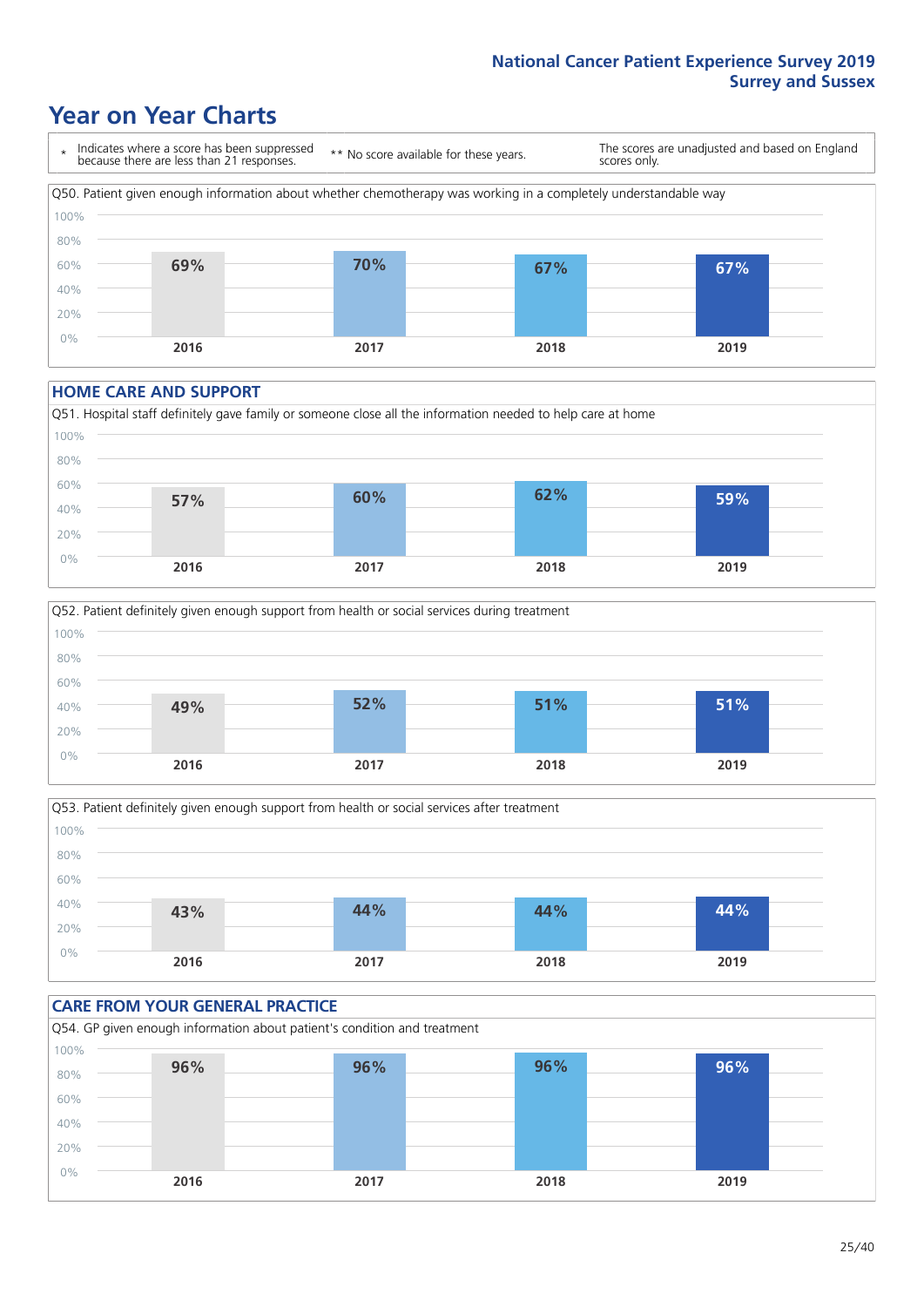# Year on Year Charts

\* Indicates where a score has been suppressed because there are less than 21 responses.

\*\* No score available for these years.

The scores are unadjusted and based on England scores only.

Q50. Patient given enough information about whether chemotherapy was working in a completely understandable way

| 2016 | 2017 | 2018 | 2019 |
|---|---|---|---|
| 69% | 70% | 67% | 67% |

## HOME CARE AND SUPPORT

Q51. Hospital staff definitely gave family or someone close all the information needed to help care at home

| 2016 | 2017 | 2018 | 2019 |
|---|---|---|---|
| 57% | 60% | 62% | 59% |

Q52. Patient definitely given enough support from health or social services during treatment

| 2016 | 2017 | 2018 | 2019 |
|---|---|---|---|
| 49% | 52% | 51% | 51% |

Q53. Patient definitely given enough support from health or social services after treatment

| 2016 | 2017 | 2018 | 2019 |
|---|---|---|---|
| 43% | 44% | 44% | 44% |

## CARE FROM YOUR GENERAL PRACTICE

Q54. GP given enough information about patient's condition and treatment

| 2016 | 2017 | 2018 | 2019 |
|---|---|---|---|
| 96% | 96% | 96% | 96% |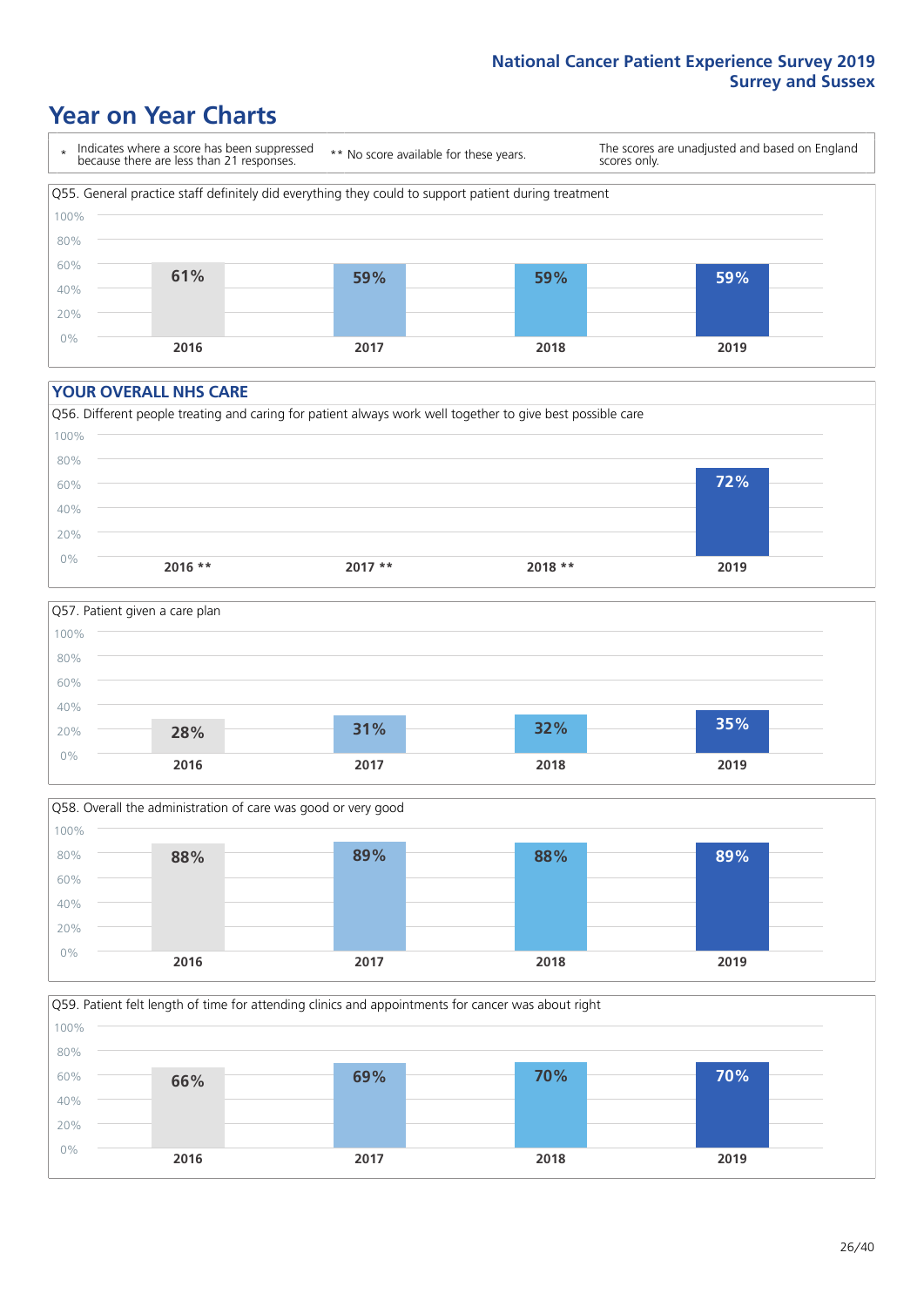# Year on Year Charts

\* Indicates where a score has been suppressed because there are less than 21 responses.

\*\* No score available for these years.

The scores are unadjusted and based on England scores only.

Q55. General practice staff definitely did everything they could to support patient during treatment

| 2016 | 2017 | 2018 | 2019 |
|---|---|---|---|
| 61% | 59% | 59% | 59% |

## YOUR OVERALL NHS CARE

Q56. Different people treating and caring for patient always work well together to give best possible care

| 2016 ** | 2017 ** | 2018 ** | 2019 |
|---|---|---|---|
| | | | 72% |

Q57. Patient given a care plan

| 2016 | 2017 | 2018 | 2019 |
|---|---|---|---|
| 28% | 31% | 32% | 35% |

Q58. Overall the administration of care was good or very good

| 2016 | 2017 | 2018 | 2019 |
|---|---|---|---|
| 88% | 89% | 88% | 89% |

Q59. Patient felt length of time for attending clinics and appointments for cancer was about right

| 2016 | 2017 | 2018 | 2019 |
|---|---|---|---|
| 66% | 69% | 70% | 70% |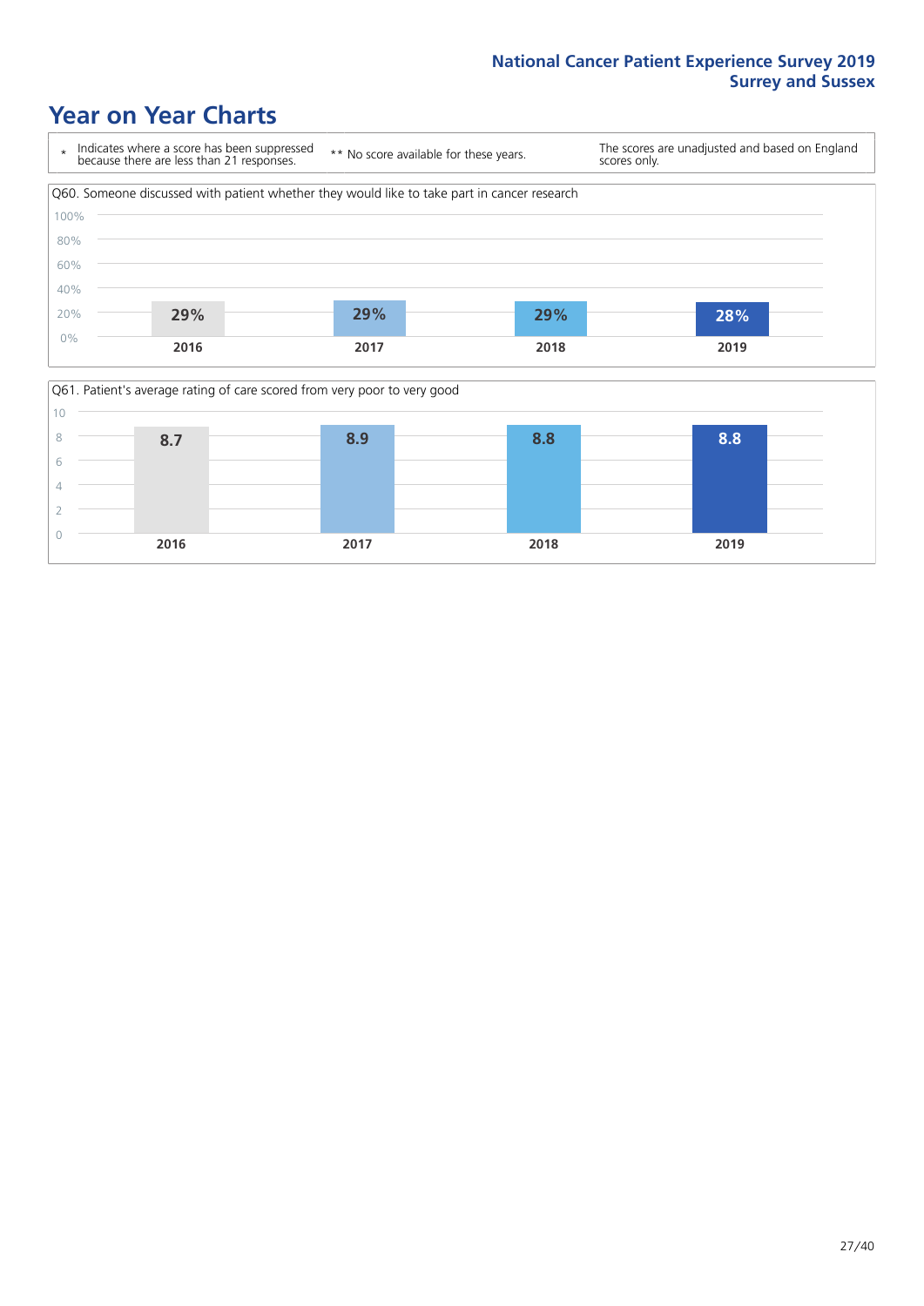# Year on Year Charts

\* Indicates where a score has been suppressed because there are less than 21 responses.

\*\* No score available for these years.

The scores are unadjusted and based on England scores only.

Q60. Someone discussed with patient whether they would like to take part in cancer research

| 2016 | 2017 | 2018 | 2019 |
|---|---|---|---|
| 29% | 29% | 29% | 28% |

Q61. Patient's average rating of care scored from very poor to very good

| 2016 | 2017 | 2018 | 2019 |
|---|---|---|---|
| 8.7 | 8.9 | 8.8 | 8.8 |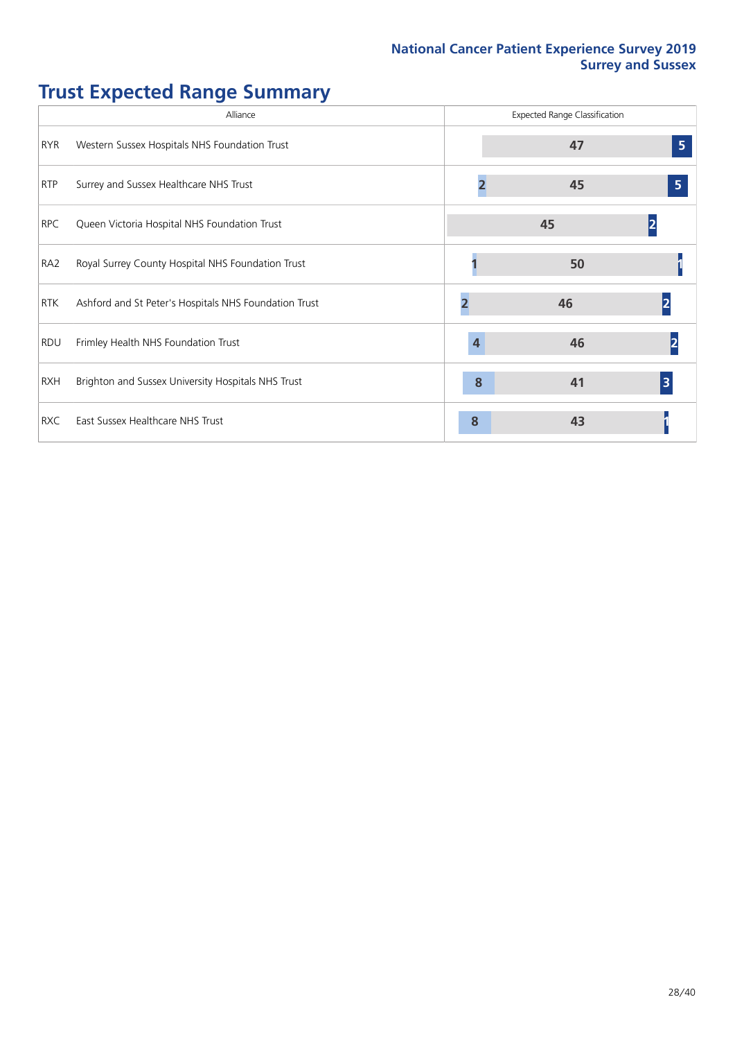## Trust Expected Range Summary

| Alliance | | Expected Range Classification | | |
|---|---|---|---|---|
| RYR | Western Sussex Hospitals NHS Foundation Trust | | 47 | 5 |
| RTP | Surrey and Sussex Healthcare NHS Trust | 2 | 45 | 5 |
| RPC | Queen Victoria Hospital NHS Foundation Trust | | 45 | 2 |
| RA2 | Royal Surrey County Hospital NHS Foundation Trust | 1 | 50 | 1 |
| RTK | Ashford and St Peter's Hospitals NHS Foundation Trust | 2 | 46 | 2 |
| RDU | Frimley Health NHS Foundation Trust | 4 | 46 | 2 |
| RXH | Brighton and Sussex University Hospitals NHS Trust | 8 | 41 | 3 |
| RXC | East Sussex Healthcare NHS Trust | 8 | 43 | 1 |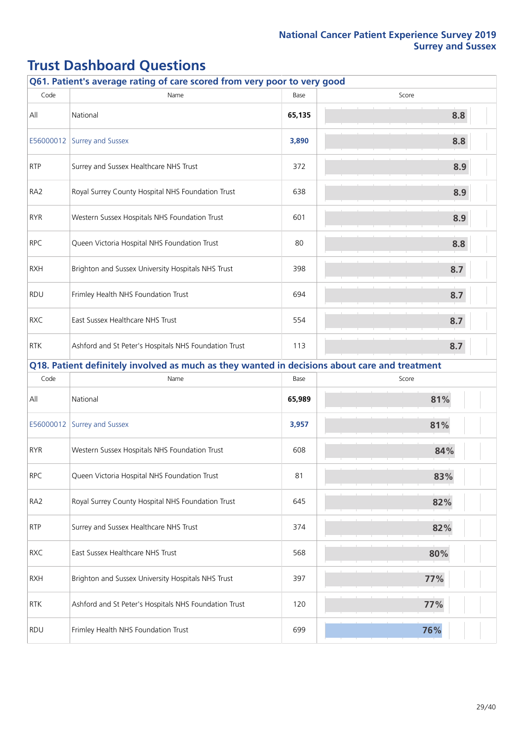# Trust Dashboard Questions

## Q61. Patient's average rating of care scored from very poor to very good

| Code | Name | Base | Score |
|---|---|---|---|
| All | National | **65,135** | 8.8 |
| E56000012 | Surrey and Sussex | **3,890** | 8.8 |
| RTP | Surrey and Sussex Healthcare NHS Trust | 372 | 8.9 |
| RA2 | Royal Surrey County Hospital NHS Foundation Trust | 638 | 8.9 |
| RYR | Western Sussex Hospitals NHS Foundation Trust | 601 | 8.9 |
| RPC | Queen Victoria Hospital NHS Foundation Trust | 80 | 8.8 |
| RXH | Brighton and Sussex University Hospitals NHS Trust | 398 | 8.7 |
| RDU | Frimley Health NHS Foundation Trust | 694 | 8.7 |
| RXC | East Sussex Healthcare NHS Trust | 554 | 8.7 |
| RTK | Ashford and St Peter's Hospitals NHS Foundation Trust | 113 | 8.7 |

## Q18. Patient definitely involved as much as they wanted in decisions about care and treatment

| Code | Name | Base | Score |
|---|---|---|---|
| All | National | **65,989** | 81% |
| E56000012 | Surrey and Sussex | **3,957** | 81% |
| RYR | Western Sussex Hospitals NHS Foundation Trust | 608 | 84% |
| RPC | Queen Victoria Hospital NHS Foundation Trust | 81 | 83% |
| RA2 | Royal Surrey County Hospital NHS Foundation Trust | 645 | 82% |
| RTP | Surrey and Sussex Healthcare NHS Trust | 374 | 82% |
| RXC | East Sussex Healthcare NHS Trust | 568 | 80% |
| RXH | Brighton and Sussex University Hospitals NHS Trust | 397 | 77% |
| RTK | Ashford and St Peter's Hospitals NHS Foundation Trust | 120 | 77% |
| RDU | Frimley Health NHS Foundation Trust | 699 | 76% |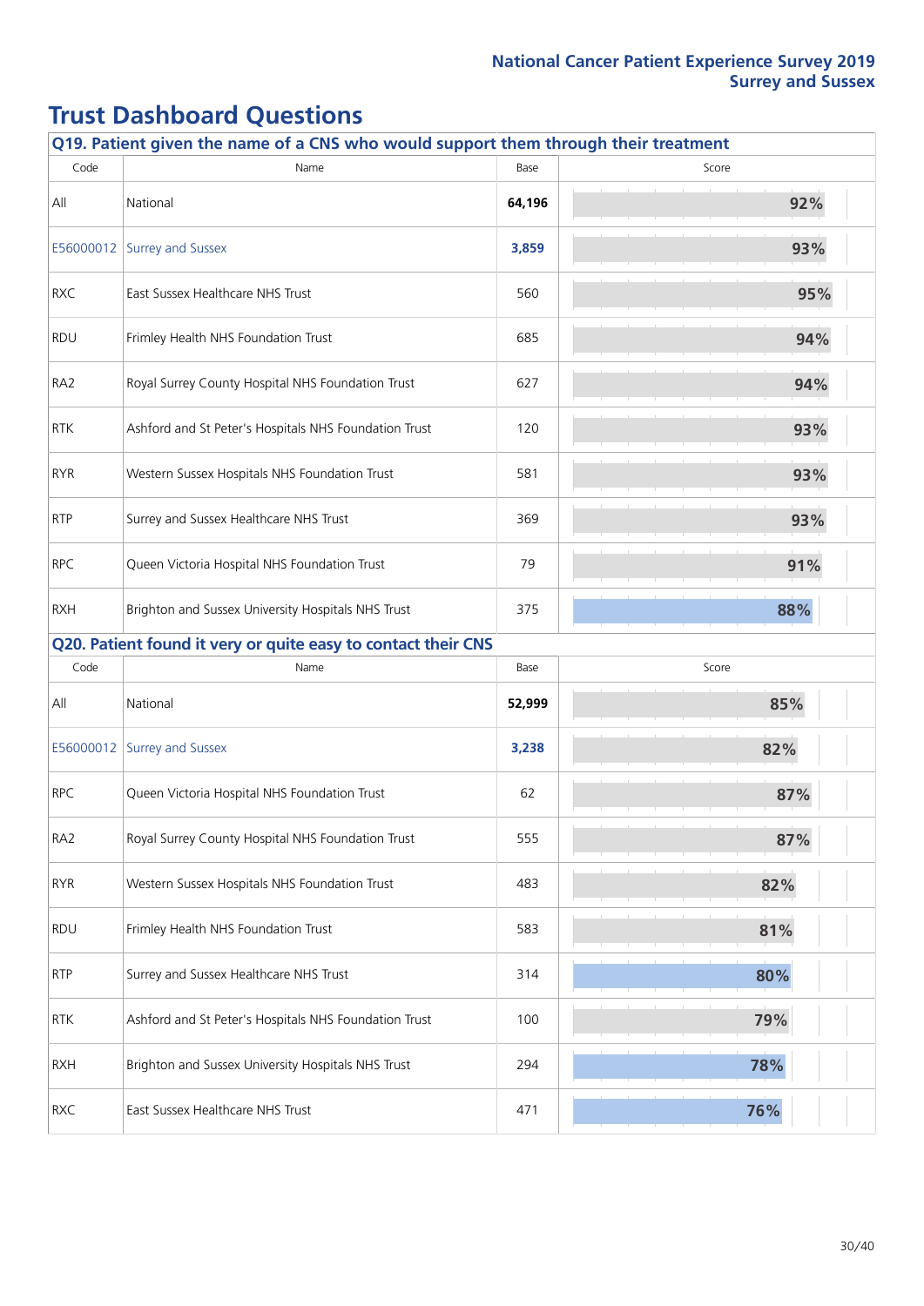# Trust Dashboard Questions

### Q19. Patient given the name of a CNS who would support them through their treatment

| Code | Name | Base | Score |
|---|---|---|---|
| All | National | **64,196** | 92% |
| E56000012 | Surrey and Sussex | **3,859** | 93% |
| RXC | East Sussex Healthcare NHS Trust | 560 | 95% |
| RDU | Frimley Health NHS Foundation Trust | 685 | 94% |
| RA2 | Royal Surrey County Hospital NHS Foundation Trust | 627 | 94% |
| RTK | Ashford and St Peter's Hospitals NHS Foundation Trust | 120 | 93% |
| RYR | Western Sussex Hospitals NHS Foundation Trust | 581 | 93% |
| RTP | Surrey and Sussex Healthcare NHS Trust | 369 | 93% |
| RPC | Queen Victoria Hospital NHS Foundation Trust | 79 | 91% |
| RXH | Brighton and Sussex University Hospitals NHS Trust | 375 | 88% |

### Q20. Patient found it very or quite easy to contact their CNS

| Code | Name | Base | Score |
|---|---|---|---|
| All | National | **52,999** | 85% |
| E56000012 | Surrey and Sussex | **3,238** | 82% |
| RPC | Queen Victoria Hospital NHS Foundation Trust | 62 | 87% |
| RA2 | Royal Surrey County Hospital NHS Foundation Trust | 555 | 87% |
| RYR | Western Sussex Hospitals NHS Foundation Trust | 483 | 82% |
| RDU | Frimley Health NHS Foundation Trust | 583 | 81% |
| RTP | Surrey and Sussex Healthcare NHS Trust | 314 | 80% |
| RTK | Ashford and St Peter's Hospitals NHS Foundation Trust | 100 | 79% |
| RXH | Brighton and Sussex University Hospitals NHS Trust | 294 | 78% |
| RXC | East Sussex Healthcare NHS Trust | 471 | 76% |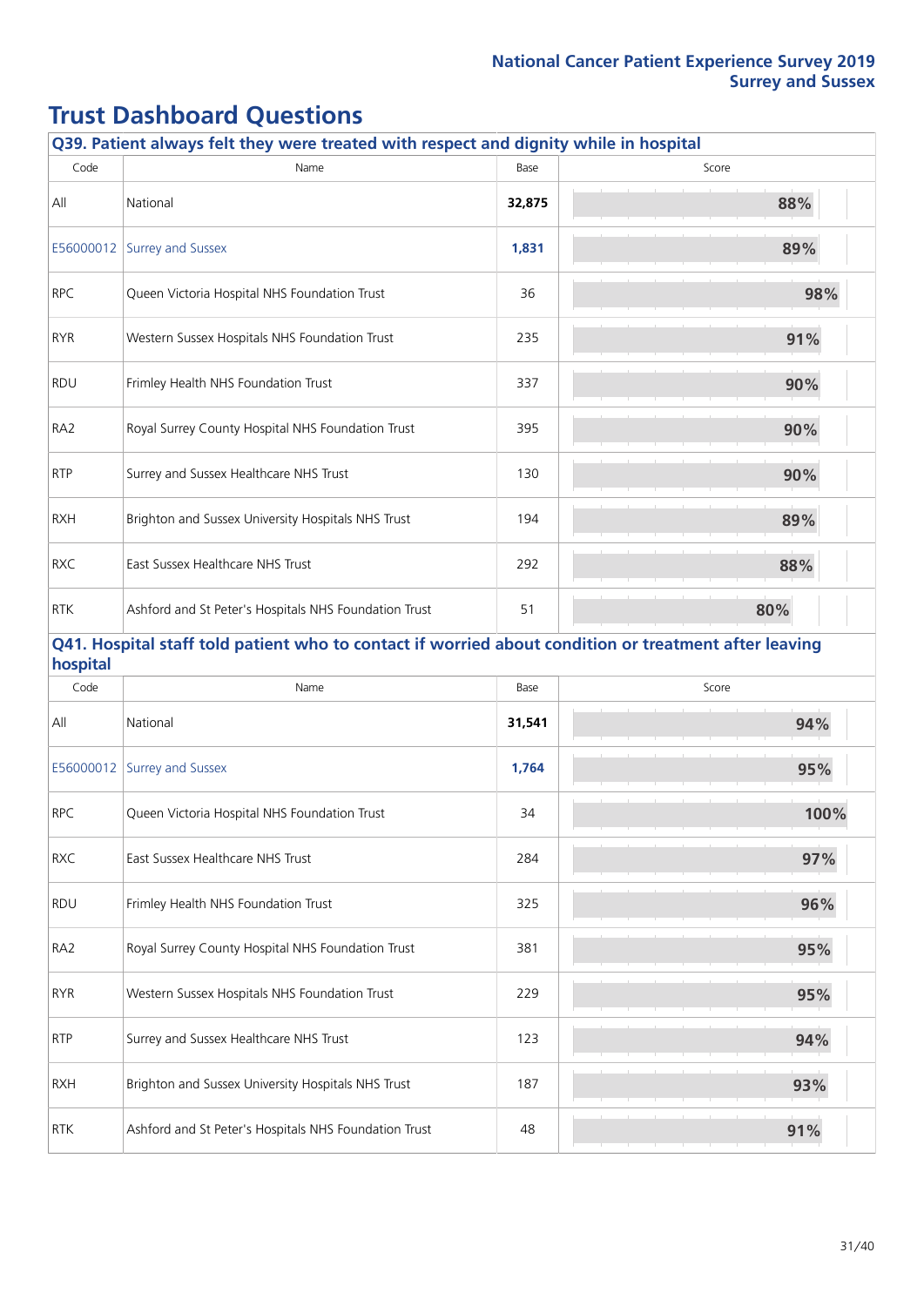# Trust Dashboard Questions

## Q39. Patient always felt they were treated with respect and dignity while in hospital

| Code | Name | Base | Score |
|---|---|---|---|
| All | National | **32,875** | 88% |
| E56000012 | Surrey and Sussex | **1,831** | 89% |
| RPC | Queen Victoria Hospital NHS Foundation Trust | 36 | 98% |
| RYR | Western Sussex Hospitals NHS Foundation Trust | 235 | 91% |
| RDU | Frimley Health NHS Foundation Trust | 337 | 90% |
| RA2 | Royal Surrey County Hospital NHS Foundation Trust | 395 | 90% |
| RTP | Surrey and Sussex Healthcare NHS Trust | 130 | 90% |
| RXH | Brighton and Sussex University Hospitals NHS Trust | 194 | 89% |
| RXC | East Sussex Healthcare NHS Trust | 292 | 88% |
| RTK | Ashford and St Peter's Hospitals NHS Foundation Trust | 51 | 80% |

## Q41. Hospital staff told patient who to contact if worried about condition or treatment after leaving hospital

| Code | Name | Base | Score |
|---|---|---|---|
| All | National | **31,541** | 94% |
| E56000012 | Surrey and Sussex | **1,764** | 95% |
| RPC | Queen Victoria Hospital NHS Foundation Trust | 34 | 100% |
| RXC | East Sussex Healthcare NHS Trust | 284 | 97% |
| RDU | Frimley Health NHS Foundation Trust | 325 | 96% |
| RA2 | Royal Surrey County Hospital NHS Foundation Trust | 381 | 95% |
| RYR | Western Sussex Hospitals NHS Foundation Trust | 229 | 95% |
| RTP | Surrey and Sussex Healthcare NHS Trust | 123 | 94% |
| RXH | Brighton and Sussex University Hospitals NHS Trust | 187 | 93% |
| RTK | Ashford and St Peter's Hospitals NHS Foundation Trust | 48 | 91% |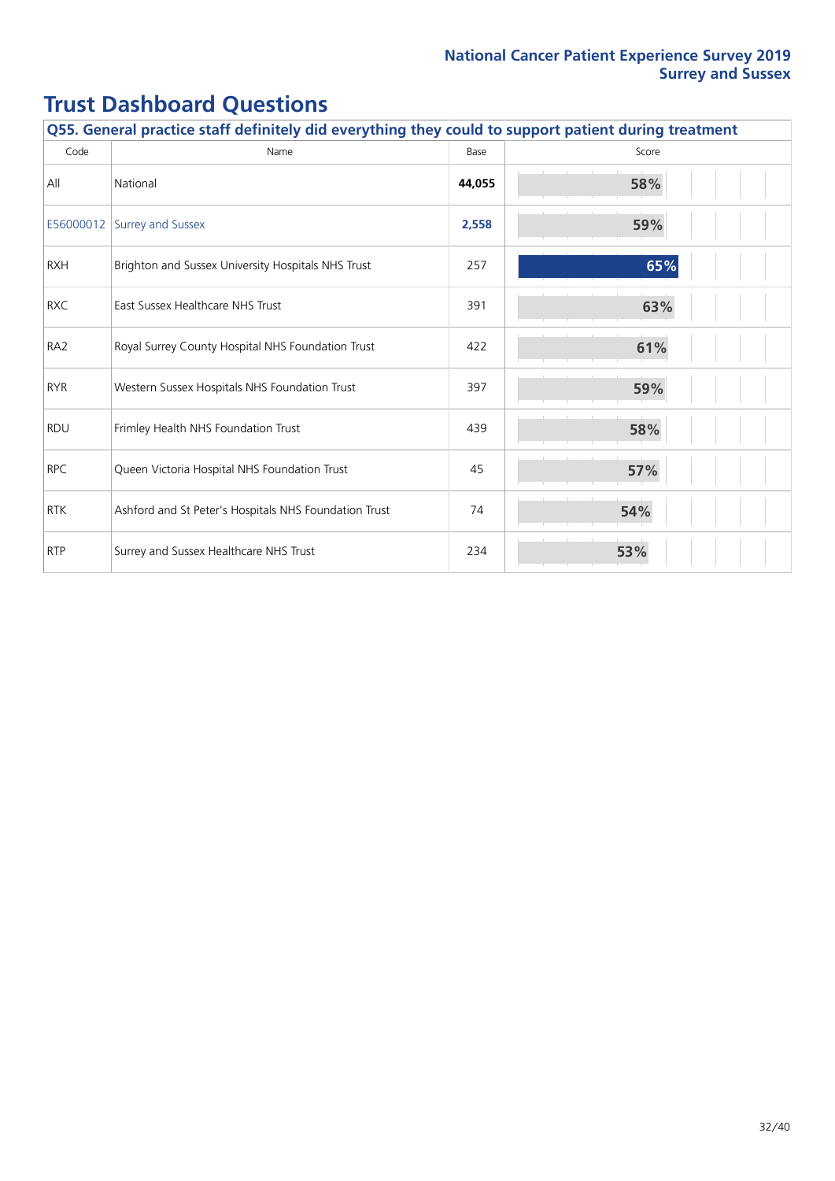# Trust Dashboard Questions

| Q55. General practice staff definitely did everything they could to support patient during treatment | | | |
|---|---|---|---|
| Code | Name | Base | Score |
| All | National | **44,055** | 58% |
| E56000012 | Surrey and Sussex | **2,558** | 59% |
| RXH | Brighton and Sussex University Hospitals NHS Trust | 257 | 65% |
| RXC | East Sussex Healthcare NHS Trust | 391 | 63% |
| RA2 | Royal Surrey County Hospital NHS Foundation Trust | 422 | 61% |
| RYR | Western Sussex Hospitals NHS Foundation Trust | 397 | 59% |
| RDU | Frimley Health NHS Foundation Trust | 439 | 58% |
| RPC | Queen Victoria Hospital NHS Foundation Trust | 45 | 57% |
| RTK | Ashford and St Peter's Hospitals NHS Foundation Trust | 74 | 54% |
| RTP | Surrey and Sussex Healthcare NHS Trust | 234 | 53% |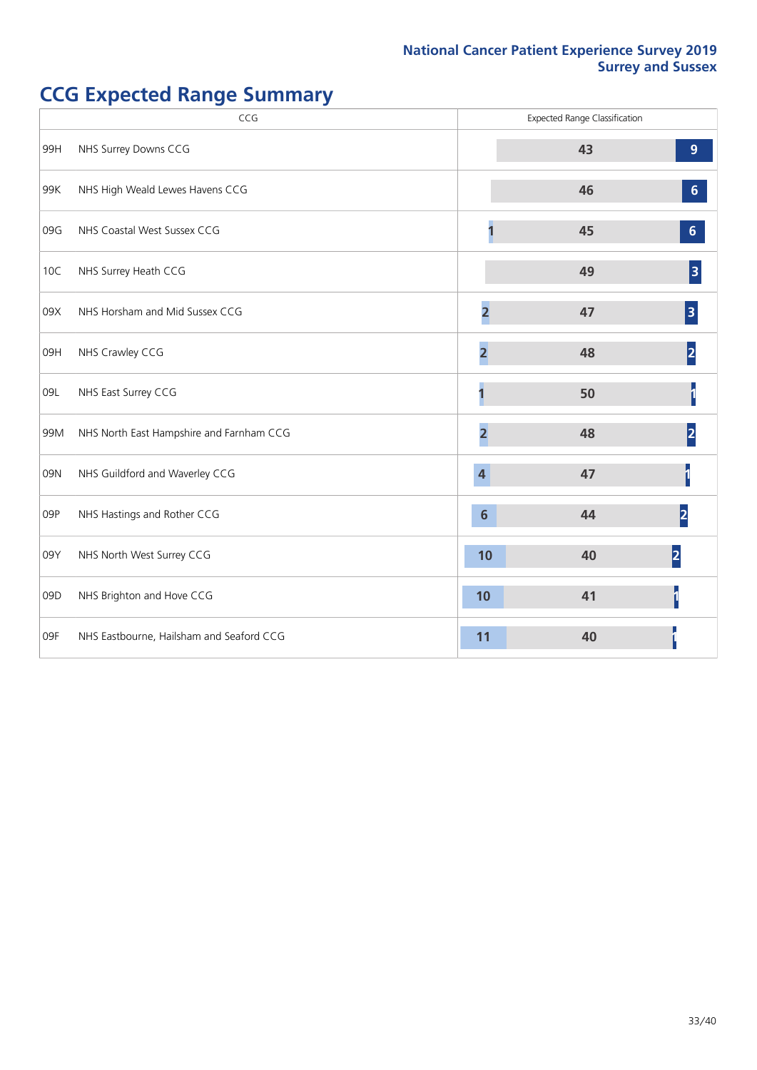## National Cancer Patient Experience Survey 2019
## Surrey and Sussex

# CCG Expected Range Summary

| CCG | | Expected Range Classification | | |
|---|---|---|---|---|
| 99H | NHS Surrey Downs CCG | | 43 | 9 |
| 99K | NHS High Weald Lewes Havens CCG | | 46 | 6 |
| 09G | NHS Coastal West Sussex CCG | 1 | 45 | 6 |
| 10C | NHS Surrey Heath CCG | | 49 | 3 |
| 09X | NHS Horsham and Mid Sussex CCG | 2 | 47 | 3 |
| 09H | NHS Crawley CCG | 2 | 48 | 2 |
| 09L | NHS East Surrey CCG | 1 | 50 | 1 |
| 99M | NHS North East Hampshire and Farnham CCG | 2 | 48 | 2 |
| 09N | NHS Guildford and Waverley CCG | 4 | 47 | 1 |
| 09P | NHS Hastings and Rother CCG | 6 | 44 | 2 |
| 09Y | NHS North West Surrey CCG | 10 | 40 | 2 |
| 09D | NHS Brighton and Hove CCG | 10 | 41 | 1 |
| 09F | NHS Eastbourne, Hailsham and Seaford CCG | 11 | 40 | 1 |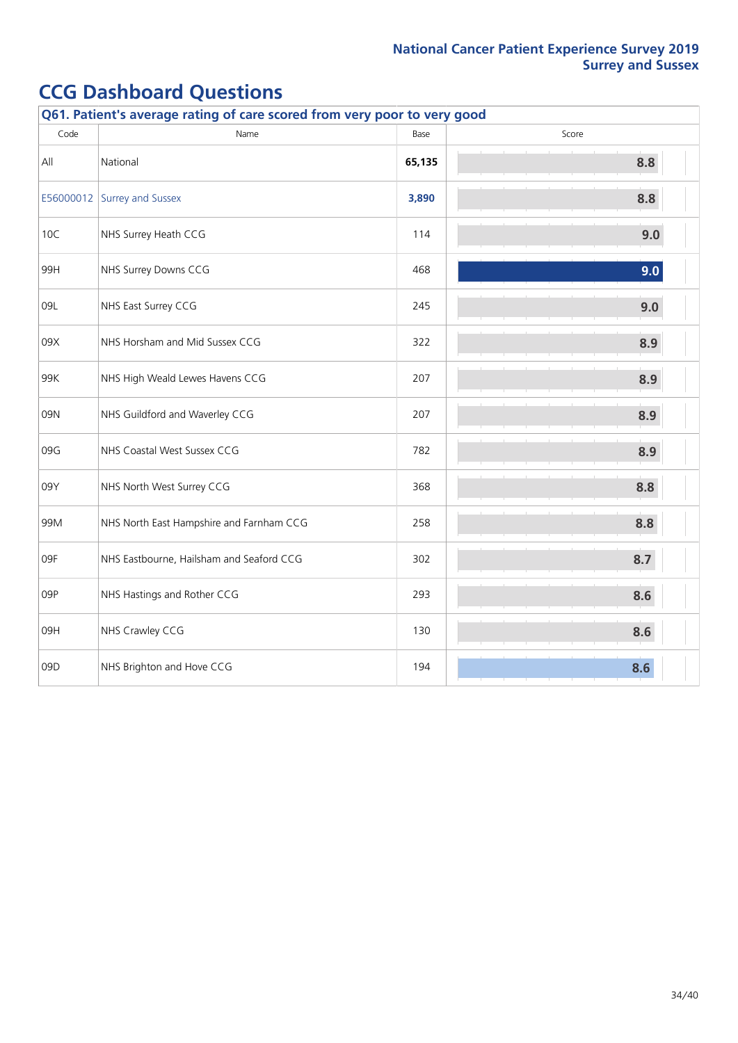# CCG Dashboard Questions

## Q61. Patient's average rating of care scored from very poor to very good

| Code | Name | Base | Score |
|---|---|---|---|
| All | National | **65,135** | 8.8 |
| E56000012 | Surrey and Sussex | **3,890** | 8.8 |
| 10C | NHS Surrey Heath CCG | 114 | 9.0 |
| 99H | NHS Surrey Downs CCG | 468 | 9.0 |
| 09L | NHS East Surrey CCG | 245 | 9.0 |
| 09X | NHS Horsham and Mid Sussex CCG | 322 | 8.9 |
| 99K | NHS High Weald Lewes Havens CCG | 207 | 8.9 |
| 09N | NHS Guildford and Waverley CCG | 207 | 8.9 |
| 09G | NHS Coastal West Sussex CCG | 782 | 8.9 |
| 09Y | NHS North West Surrey CCG | 368 | 8.8 |
| 99M | NHS North East Hampshire and Farnham CCG | 258 | 8.8 |
| 09F | NHS Eastbourne, Hailsham and Seaford CCG | 302 | 8.7 |
| 09P | NHS Hastings and Rother CCG | 293 | 8.6 |
| 09H | NHS Crawley CCG | 130 | 8.6 |
| 09D | NHS Brighton and Hove CCG | 194 | 8.6 |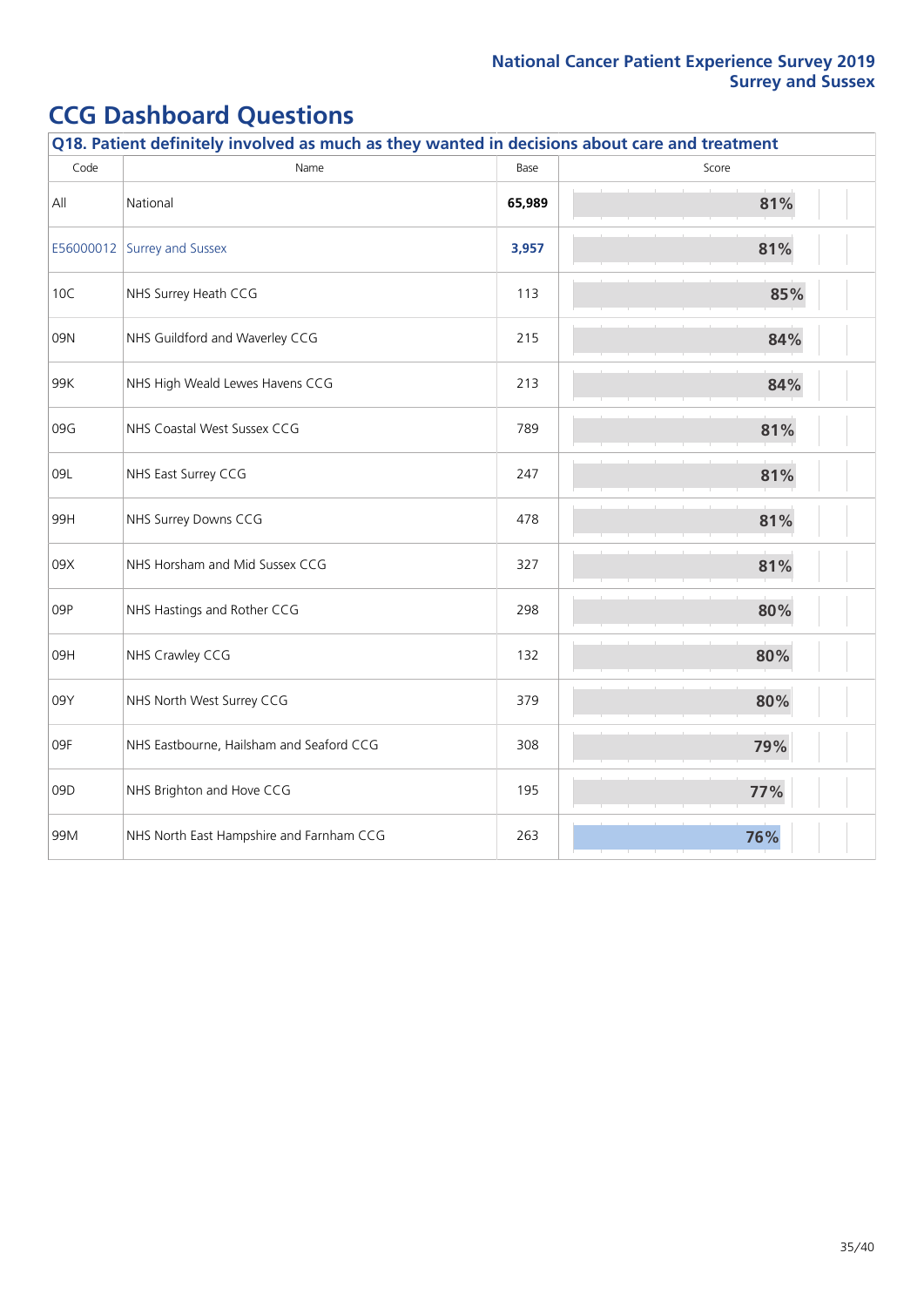## CCG Dashboard Questions

| Q18. Patient definitely involved as much as they wanted in decisions about care and treatment | | | |
|---|---|---|---|
| Code | Name | Base | Score |
| All | National | **65,989** | 81% |
| E56000012 | Surrey and Sussex | **3,957** | 81% |
| 10C | NHS Surrey Heath CCG | 113 | 85% |
| 09N | NHS Guildford and Waverley CCG | 215 | 84% |
| 99K | NHS High Weald Lewes Havens CCG | 213 | 84% |
| 09G | NHS Coastal West Sussex CCG | 789 | 81% |
| 09L | NHS East Surrey CCG | 247 | 81% |
| 99H | NHS Surrey Downs CCG | 478 | 81% |
| 09X | NHS Horsham and Mid Sussex CCG | 327 | 81% |
| 09P | NHS Hastings and Rother CCG | 298 | 80% |
| 09H | NHS Crawley CCG | 132 | 80% |
| 09Y | NHS North West Surrey CCG | 379 | 80% |
| 09F | NHS Eastbourne, Hailsham and Seaford CCG | 308 | 79% |
| 09D | NHS Brighton and Hove CCG | 195 | 77% |
| 99M | NHS North East Hampshire and Farnham CCG | 263 | 76% |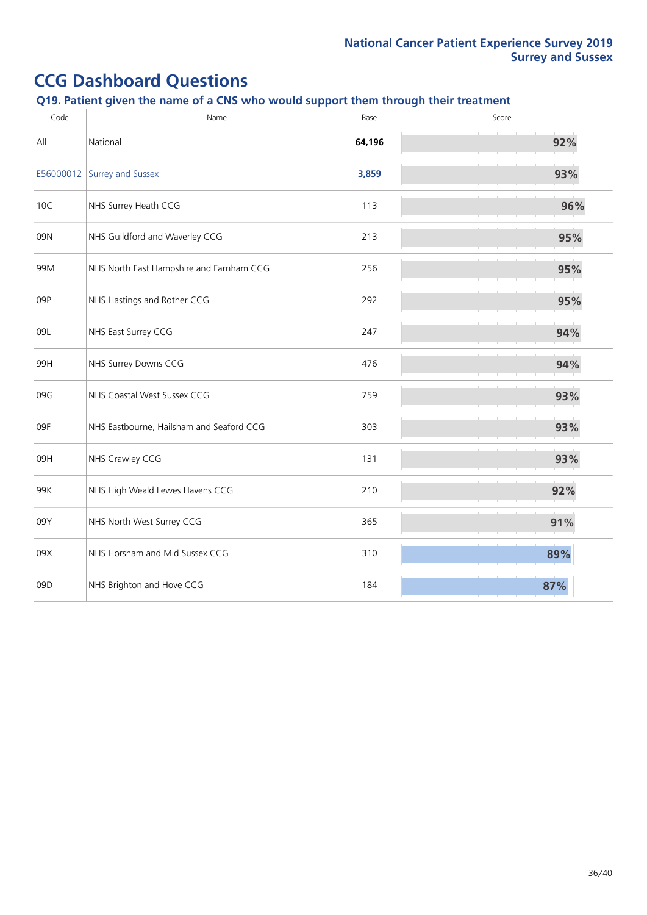# CCG Dashboard Questions

**Q19. Patient given the name of a CNS who would support them through their treatment**

| Code | Name | Base | Score |
|---|---|---|---|
| All | National | **64,196** | **92%** |
| E56000012 | Surrey and Sussex | **3,859** | **93%** |
| 10C | NHS Surrey Heath CCG | 113 | **96%** |
| 09N | NHS Guildford and Waverley CCG | 213 | **95%** |
| 99M | NHS North East Hampshire and Farnham CCG | 256 | **95%** |
| 09P | NHS Hastings and Rother CCG | 292 | **95%** |
| 09L | NHS East Surrey CCG | 247 | **94%** |
| 99H | NHS Surrey Downs CCG | 476 | **94%** |
| 09G | NHS Coastal West Sussex CCG | 759 | **93%** |
| 09F | NHS Eastbourne, Hailsham and Seaford CCG | 303 | **93%** |
| 09H | NHS Crawley CCG | 131 | **93%** |
| 99K | NHS High Weald Lewes Havens CCG | 210 | **92%** |
| 09Y | NHS North West Surrey CCG | 365 | **91%** |
| 09X | NHS Horsham and Mid Sussex CCG | 310 | **89%** |
| 09D | NHS Brighton and Hove CCG | 184 | **87%** |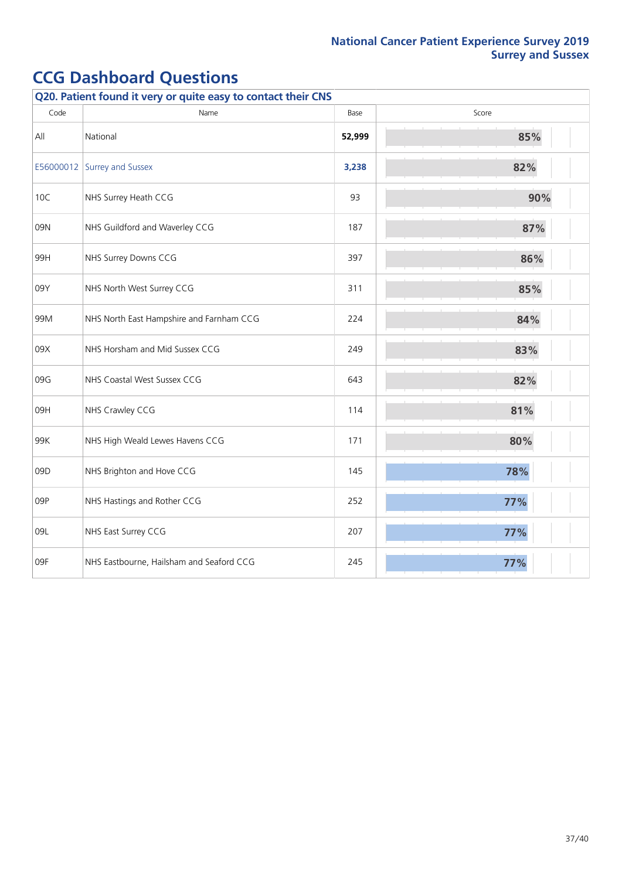## CCG Dashboard Questions

**Q20. Patient found it very or quite easy to contact their CNS**

| Code | Name | Base | Score |
|---|---|---|---|
| All | National | **52,999** | 85% |
| E56000012 | Surrey and Sussex | **3,238** | 82% |
| 10C | NHS Surrey Heath CCG | 93 | 90% |
| 09N | NHS Guildford and Waverley CCG | 187 | 87% |
| 99H | NHS Surrey Downs CCG | 397 | 86% |
| 09Y | NHS North West Surrey CCG | 311 | 85% |
| 99M | NHS North East Hampshire and Farnham CCG | 224 | 84% |
| 09X | NHS Horsham and Mid Sussex CCG | 249 | 83% |
| 09G | NHS Coastal West Sussex CCG | 643 | 82% |
| 09H | NHS Crawley CCG | 114 | 81% |
| 99K | NHS High Weald Lewes Havens CCG | 171 | 80% |
| 09D | NHS Brighton and Hove CCG | 145 | 78% |
| 09P | NHS Hastings and Rother CCG | 252 | 77% |
| 09L | NHS East Surrey CCG | 207 | 77% |
| 09F | NHS Eastbourne, Hailsham and Seaford CCG | 245 | 77% |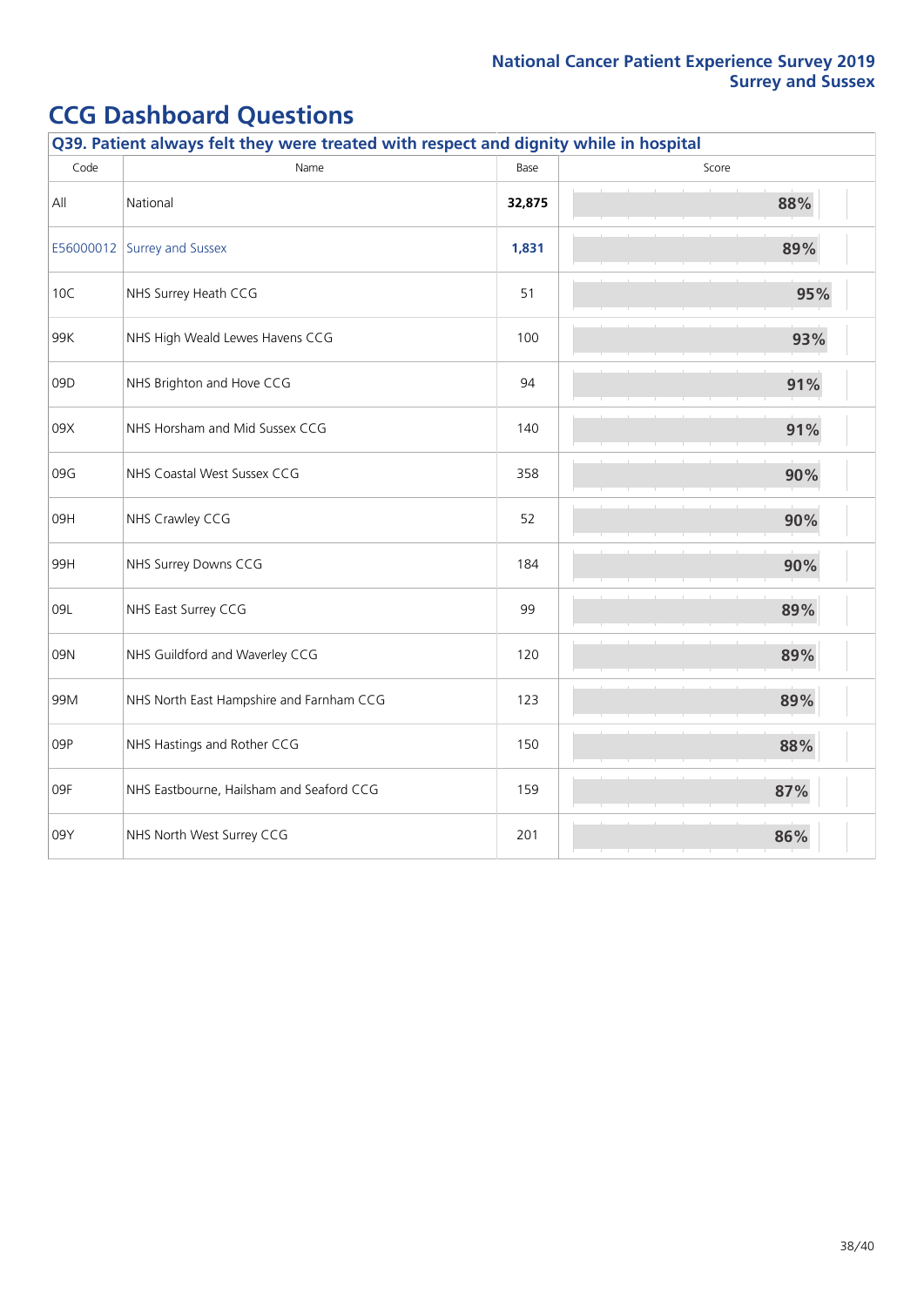## CCG Dashboard Questions

**Q39. Patient always felt they were treated with respect and dignity while in hospital**

| Code | Name | Base | Score |
|---|---|---|---|
| All | National | **32,875** | **88%** |
| E56000012 | Surrey and Sussex | **1,831** | **89%** |
| 10C | NHS Surrey Heath CCG | 51 | **95%** |
| 99K | NHS High Weald Lewes Havens CCG | 100 | **93%** |
| 09D | NHS Brighton and Hove CCG | 94 | **91%** |
| 09X | NHS Horsham and Mid Sussex CCG | 140 | **91%** |
| 09G | NHS Coastal West Sussex CCG | 358 | **90%** |
| 09H | NHS Crawley CCG | 52 | **90%** |
| 99H | NHS Surrey Downs CCG | 184 | **90%** |
| 09L | NHS East Surrey CCG | 99 | **89%** |
| 09N | NHS Guildford and Waverley CCG | 120 | **89%** |
| 99M | NHS North East Hampshire and Farnham CCG | 123 | **89%** |
| 09P | NHS Hastings and Rother CCG | 150 | **88%** |
| 09F | NHS Eastbourne, Hailsham and Seaford CCG | 159 | **87%** |
| 09Y | NHS North West Surrey CCG | 201 | **86%** |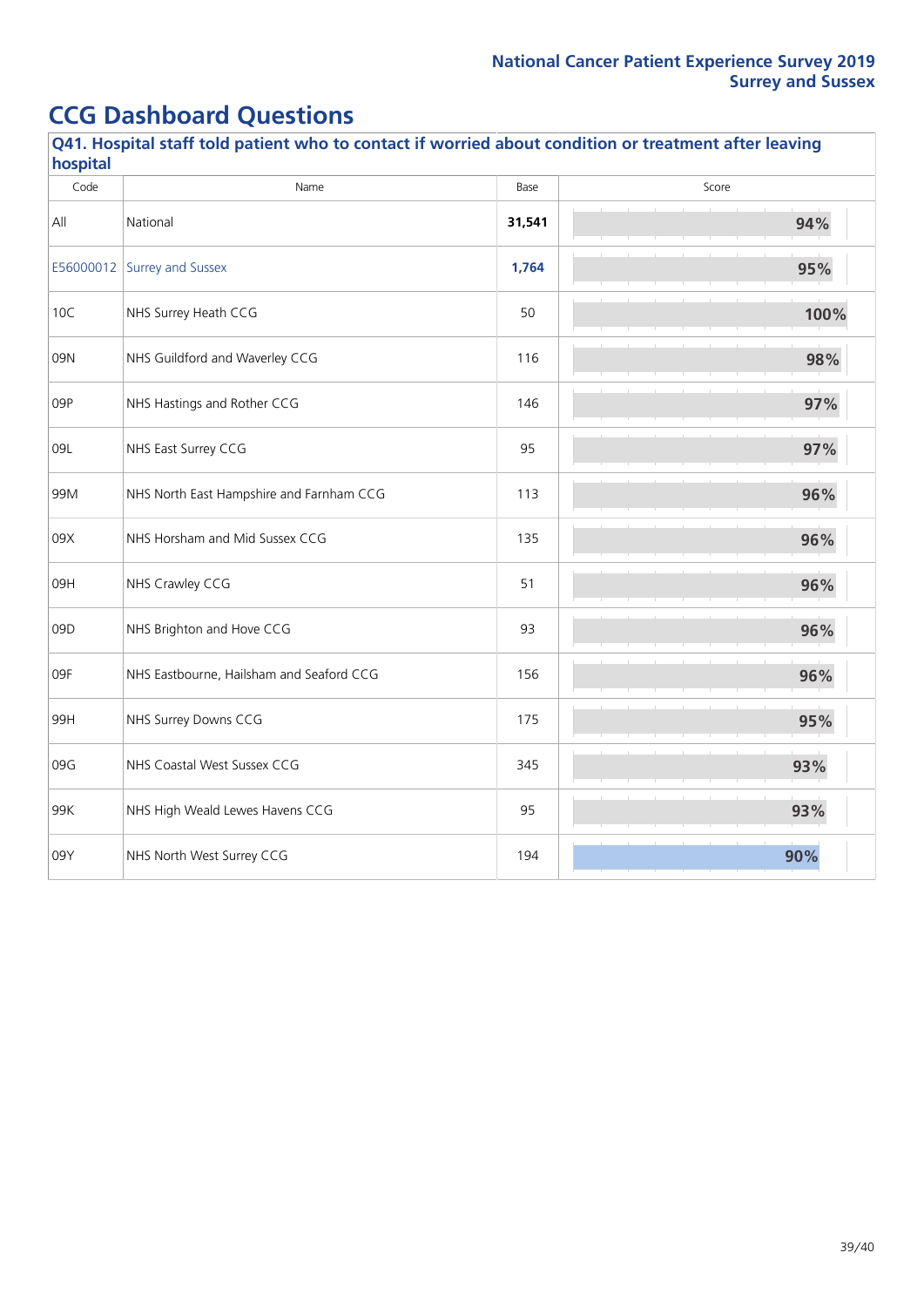# CCG Dashboard Questions

### Q41. Hospital staff told patient who to contact if worried about condition or treatment after leaving hospital

| Code | Name | Base | Score |
|---|---|---|---|
| All | National | **31,541** | 94% |
| E56000012 | Surrey and Sussex | **1,764** | 95% |
| 10C | NHS Surrey Heath CCG | 50 | 100% |
| 09N | NHS Guildford and Waverley CCG | 116 | 98% |
| 09P | NHS Hastings and Rother CCG | 146 | 97% |
| 09L | NHS East Surrey CCG | 95 | 97% |
| 99M | NHS North East Hampshire and Farnham CCG | 113 | 96% |
| 09X | NHS Horsham and Mid Sussex CCG | 135 | 96% |
| 09H | NHS Crawley CCG | 51 | 96% |
| 09D | NHS Brighton and Hove CCG | 93 | 96% |
| 09F | NHS Eastbourne, Hailsham and Seaford CCG | 156 | 96% |
| 99H | NHS Surrey Downs CCG | 175 | 95% |
| 09G | NHS Coastal West Sussex CCG | 345 | 93% |
| 99K | NHS High Weald Lewes Havens CCG | 95 | 93% |
| 09Y | NHS North West Surrey CCG | 194 | 90% |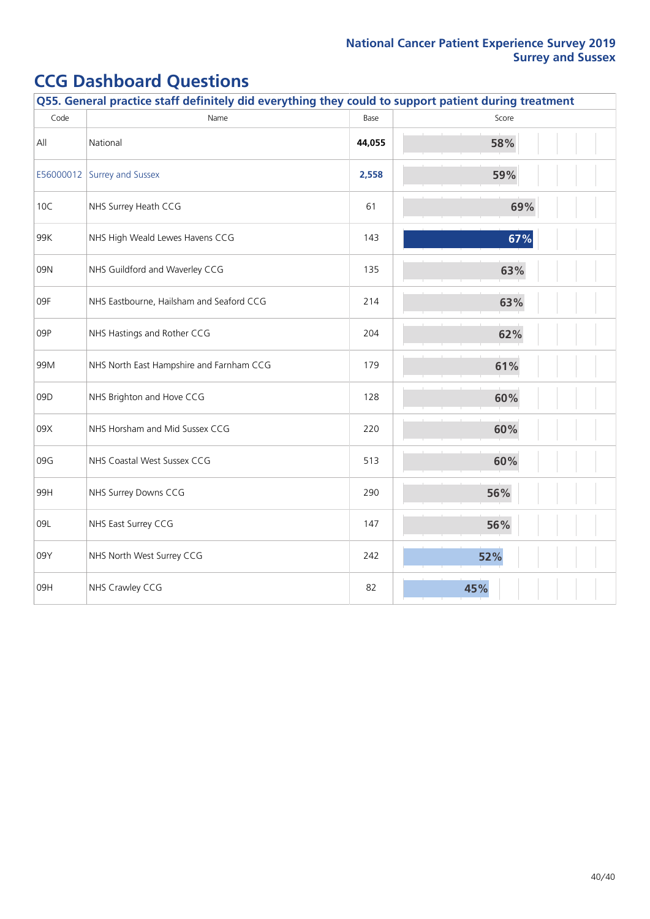## CCG Dashboard Questions

**Q55. General practice staff definitely did everything they could to support patient during treatment**

| Code | Name | Base | Score |
|---|---|---|---|
| All | National | **44,055** | 58% |
| E56000012 | Surrey and Sussex | **2,558** | 59% |
| 10C | NHS Surrey Heath CCG | 61 | 69% |
| 99K | NHS High Weald Lewes Havens CCG | 143 | 67% |
| 09N | NHS Guildford and Waverley CCG | 135 | 63% |
| 09F | NHS Eastbourne, Hailsham and Seaford CCG | 214 | 63% |
| 09P | NHS Hastings and Rother CCG | 204 | 62% |
| 99M | NHS North East Hampshire and Farnham CCG | 179 | 61% |
| 09D | NHS Brighton and Hove CCG | 128 | 60% |
| 09X | NHS Horsham and Mid Sussex CCG | 220 | 60% |
| 09G | NHS Coastal West Sussex CCG | 513 | 60% |
| 99H | NHS Surrey Downs CCG | 290 | 56% |
| 09L | NHS East Surrey CCG | 147 | 56% |
| 09Y | NHS North West Surrey CCG | 242 | 52% |
| 09H | NHS Crawley CCG | 82 | 45% |